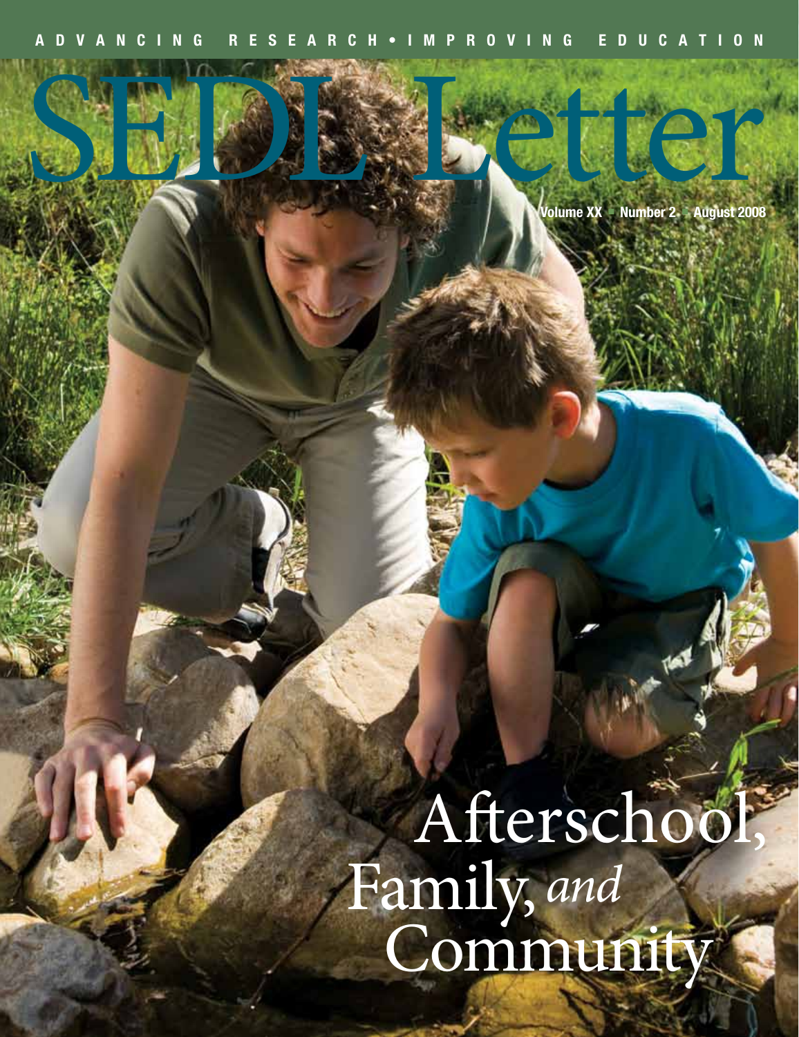ADVANCING RESEARCH • IMPROVING EDUCATION

# SEDL Letter

Volume XX • Number 2 • August 2008

## Afterschool, Family, *and* Community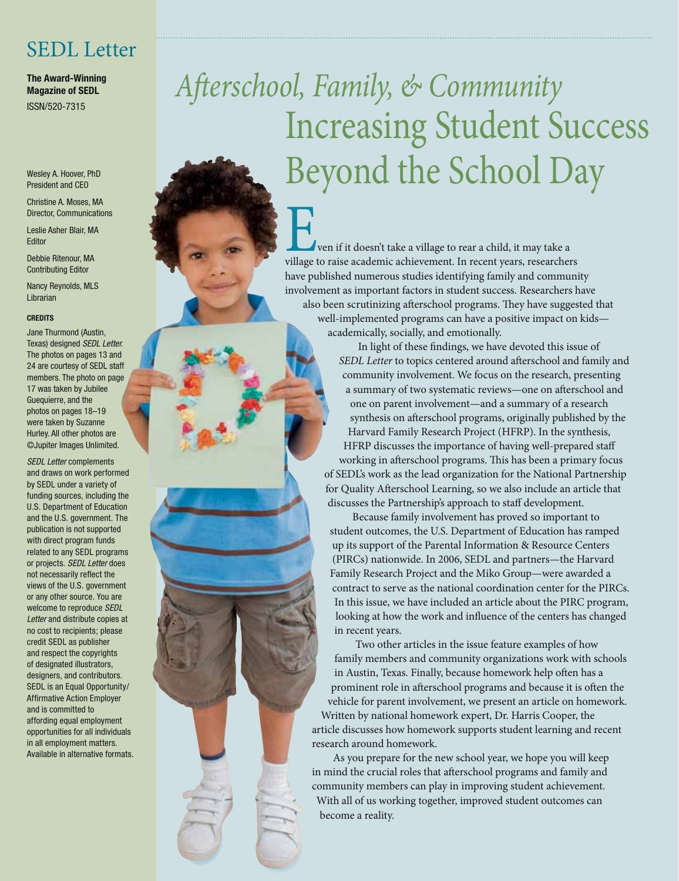# SEDL Letter

**The Award-Winning Magazine of SEDL**
ISSN/520-7315

Wesley A. Hoover, PhD
President and CEO

Christine A. Moses, MA
Director, Communications

Leslie Asher Blair, MA
Editor

Debbie Ritenour, MA
Contributing Editor

Nancy Reynolds, MLS
Librarian

**CREDITS**

Jane Thurmond (Austin, Texas) designed *SEDL Letter.* The photos on pages 13 and 24 are courtesy of SEDL staff members. The photo on page 17 was taken by Jubilee Guequierre, and the photos on pages 18–19 were taken by Suzanne Hurley. All other photos are ©Jupiter Images Unlimited.

*SEDL Letter* complements and draws on work performed by SEDL under a variety of funding sources, including the U.S. Department of Education and the U.S. government. The publication is not supported with direct program funds related to any SEDL programs or projects. *SEDL Letter* does not necessarily reflect the views of the U.S. government or any other source. You are welcome to reproduce *SEDL Letter* and distribute copies at no cost to recipients; please credit SEDL as publisher and respect the copyrights of designated illustrators, designers, and contributors. SEDL is an Equal Opportunity/Affirmative Action Employer and is committed to affording equal employment opportunities for all individuals in all employment matters. Available in alternative formats.

# *Afterschool, Family, & Community* Increasing Student Success Beyond the School Day

Even if it doesn't take a village to rear a child, it may take a village to raise academic achievement. In recent years, researchers have published numerous studies identifying family and community involvement as important factors in student success. Researchers have also been scrutinizing afterschool programs. They have suggested that well-implemented programs can have a positive impact on kids—academically, socially, and emotionally.

In light of these findings, we have devoted this issue of *SEDL Letter* to topics centered around afterschool and family and community involvement. We focus on the research, presenting a summary of two systematic reviews—one on afterschool and one on parent involvement—and a summary of a research synthesis on afterschool programs, originally published by the Harvard Family Research Project (HFRP). In the synthesis, HFRP discusses the importance of having well-prepared staff working in afterschool programs. This has been a primary focus of SEDL's work as the lead organization for the National Partnership for Quality Afterschool Learning, so we also include an article that discusses the Partnership's approach to staff development.

Because family involvement has proved so important to student outcomes, the U.S. Department of Education has ramped up its support of the Parental Information & Resource Centers (PIRCs) nationwide. In 2006, SEDL and partners—the Harvard Family Research Project and the Miko Group—were awarded a contract to serve as the national coordination center for the PIRCs. In this issue, we have included an article about the PIRC program, looking at how the work and influence of the centers has changed in recent years.

Two other articles in the issue feature examples of how family members and community organizations work with schools in Austin, Texas. Finally, because homework help often has a prominent role in afterschool programs and because it is often the vehicle for parent involvement, we present an article on homework. Written by national homework expert, Dr. Harris Cooper, the article discusses how homework supports student learning and recent research around homework.

As you prepare for the new school year, we hope you will keep in mind the crucial roles that afterschool programs and family and community members can play in improving student achievement. With all of us working together, improved student outcomes can become a reality.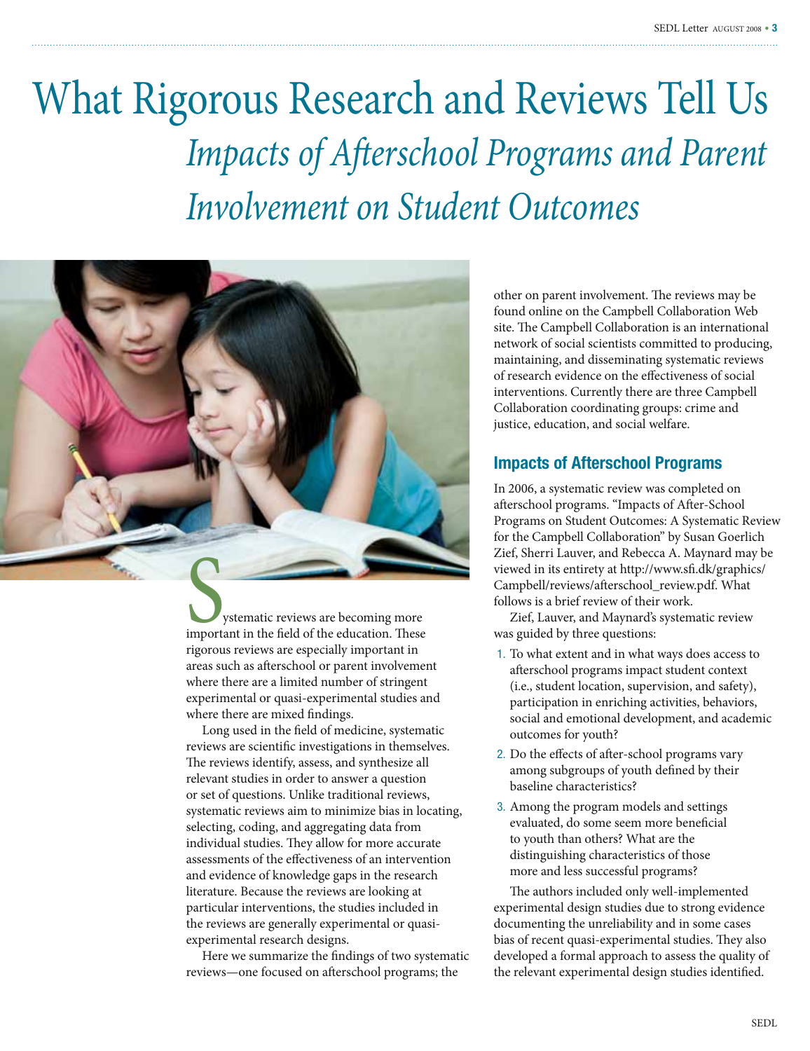# What Rigorous Research and Reviews Tell Us

## *Impacts of Afterschool Programs and Parent Involvement on Student Outcomes*

Systematic reviews are becoming more important in the field of the education. These rigorous reviews are especially important in areas such as afterschool or parent involvement where there are a limited number of stringent experimental or quasi-experimental studies and where there are mixed findings.

Long used in the field of medicine, systematic reviews are scientific investigations in themselves. The reviews identify, assess, and synthesize all relevant studies in order to answer a question or set of questions. Unlike traditional reviews, systematic reviews aim to minimize bias in locating, selecting, coding, and aggregating data from individual studies. They allow for more accurate assessments of the effectiveness of an intervention and evidence of knowledge gaps in the research literature. Because the reviews are looking at particular interventions, the studies included in the reviews are generally experimental or quasi-experimental research designs.

Here we summarize the findings of two systematic reviews—one focused on afterschool programs; the other on parent involvement. The reviews may be found online on the Campbell Collaboration Web site. The Campbell Collaboration is an international network of social scientists committed to producing, maintaining, and disseminating systematic reviews of research evidence on the effectiveness of social interventions. Currently there are three Campbell Collaboration coordinating groups: crime and justice, education, and social welfare.

### Impacts of Afterschool Programs

In 2006, a systematic review was completed on afterschool programs. "Impacts of After-School Programs on Student Outcomes: A Systematic Review for the Campbell Collaboration" by Susan Goerlich Zief, Sherri Lauver, and Rebecca A. Maynard may be viewed in its entirety at http://www.sfi.dk/graphics/Campbell/reviews/afterschool_review.pdf. What follows is a brief review of their work.

Zief, Lauver, and Maynard's systematic review was guided by three questions:

1. To what extent and in what ways does access to afterschool programs impact student context (i.e., student location, supervision, and safety), participation in enriching activities, behaviors, social and emotional development, and academic outcomes for youth?
2. Do the effects of after-school programs vary among subgroups of youth defined by their baseline characteristics?
3. Among the program models and settings evaluated, do some seem more beneficial to youth than others? What are the distinguishing characteristics of those more and less successful programs?

The authors included only well-implemented experimental design studies due to strong evidence documenting the unreliability and in some cases bias of recent quasi-experimental studies. They also developed a formal approach to assess the quality of the relevant experimental design studies identified.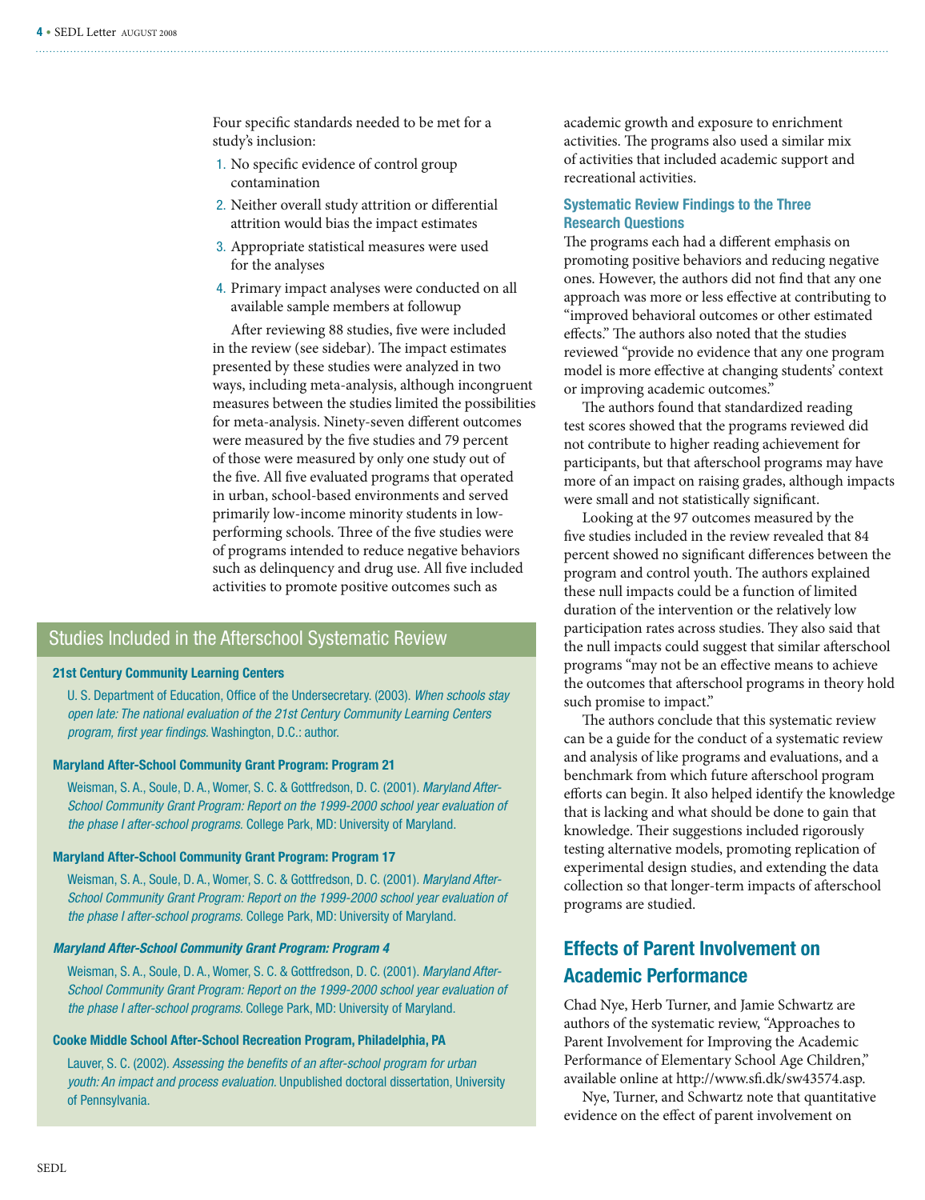Four specific standards needed to be met for a study's inclusion:

1. No specific evidence of control group contamination
2. Neither overall study attrition or differential attrition would bias the impact estimates
3. Appropriate statistical measures were used for the analyses
4. Primary impact analyses were conducted on all available sample members at followup

After reviewing 88 studies, five were included in the review (see sidebar). The impact estimates presented by these studies were analyzed in two ways, including meta-analysis, although incongruent measures between the studies limited the possibilities for meta-analysis. Ninety-seven different outcomes were measured by the five studies and 79 percent of those were measured by only one study out of the five. All five evaluated programs that operated in urban, school-based environments and served primarily low-income minority students in low-performing schools. Three of the five studies were of programs intended to reduce negative behaviors such as delinquency and drug use. All five included activities to promote positive outcomes such as academic growth and exposure to enrichment activities. The programs also used a similar mix of activities that included academic support and recreational activities.

## Studies Included in the Afterschool Systematic Review

**21st Century Community Learning Centers**

U. S. Department of Education, Office of the Undersecretary. (2003). *When schools stay open late: The national evaluation of the 21st Century Community Learning Centers program, first year findings.* Washington, D.C.: author.

**Maryland After-School Community Grant Program: Program 21**

Weisman, S. A., Soule, D. A., Womer, S. C. & Gottfredson, D. C. (2001). *Maryland After-School Community Grant Program: Report on the 1999-2000 school year evaluation of the phase I after-school programs.* College Park, MD: University of Maryland.

**Maryland After-School Community Grant Program: Program 17**

Weisman, S. A., Soule, D. A., Womer, S. C. & Gottfredson, D. C. (2001). *Maryland After-School Community Grant Program: Report on the 1999-2000 school year evaluation of the phase I after-school programs.* College Park, MD: University of Maryland.

***Maryland After-School Community Grant Program: Program 4***

Weisman, S. A., Soule, D. A., Womer, S. C. & Gottfredson, D. C. (2001). *Maryland After-School Community Grant Program: Report on the 1999-2000 school year evaluation of the phase I after-school programs.* College Park, MD: University of Maryland.

**Cooke Middle School After-School Recreation Program, Philadelphia, PA**

Lauver, S. C. (2002). *Assessing the benefits of an after-school program for urban youth: An impact and process evaluation.* Unpublished doctoral dissertation, University of Pennsylvania.

### Systematic Review Findings to the Three Research Questions

The programs each had a different emphasis on promoting positive behaviors and reducing negative ones. However, the authors did not find that any one approach was more or less effective at contributing to "improved behavioral outcomes or other estimated effects." The authors also noted that the studies reviewed "provide no evidence that any one program model is more effective at changing students' context or improving academic outcomes."

The authors found that standardized reading test scores showed that the programs reviewed did not contribute to higher reading achievement for participants, but that afterschool programs may have more of an impact on raising grades, although impacts were small and not statistically significant.

Looking at the 97 outcomes measured by the five studies included in the review revealed that 84 percent showed no significant differences between the program and control youth. The authors explained these null impacts could be a function of limited duration of the intervention or the relatively low participation rates across studies. They also said that the null impacts could suggest that similar afterschool programs "may not be an effective means to achieve the outcomes that afterschool programs in theory hold such promise to impact."

The authors conclude that this systematic review can be a guide for the conduct of a systematic review and analysis of like programs and evaluations, and a benchmark from which future afterschool program efforts can begin. It also helped identify the knowledge that is lacking and what should be done to gain that knowledge. Their suggestions included rigorously testing alternative models, promoting replication of experimental design studies, and extending the data collection so that longer-term impacts of afterschool programs are studied.

## Effects of Parent Involvement on Academic Performance

Chad Nye, Herb Turner, and Jamie Schwartz are authors of the systematic review, "Approaches to Parent Involvement for Improving the Academic Performance of Elementary School Age Children," available online at http://www.sfi.dk/sw43574.asp.

Nye, Turner, and Schwartz note that quantitative evidence on the effect of parent involvement on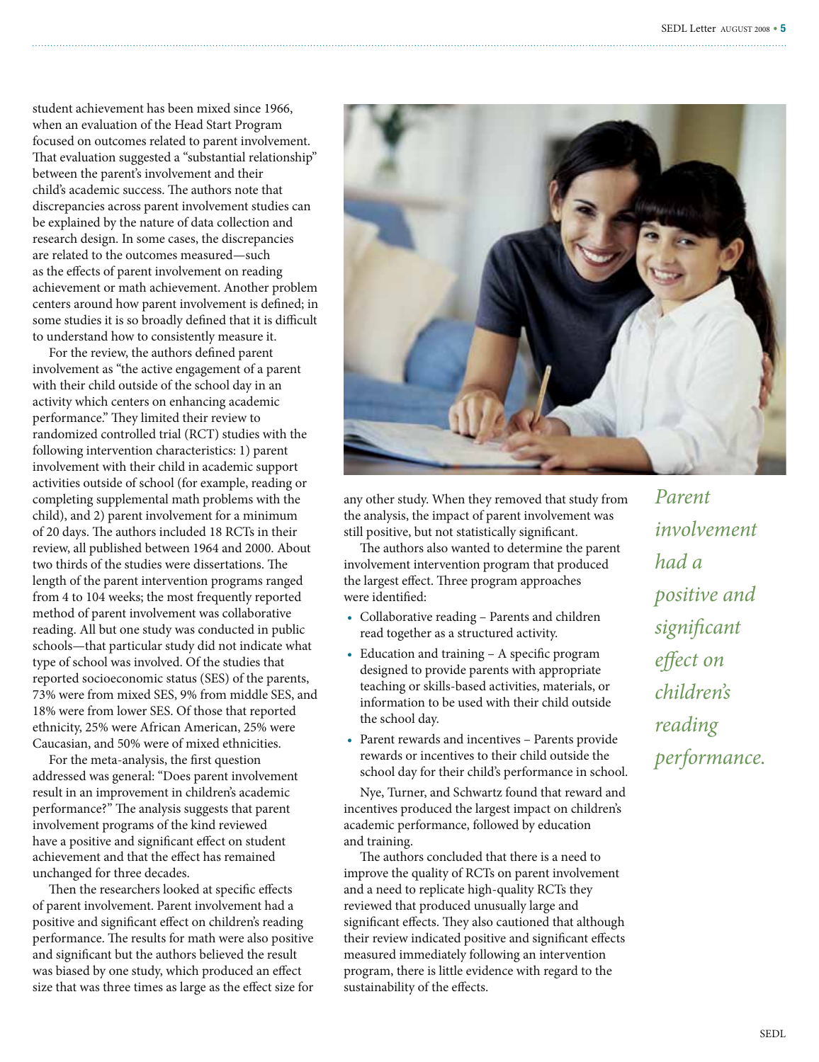student achievement has been mixed since 1966, when an evaluation of the Head Start Program focused on outcomes related to parent involvement. That evaluation suggested a "substantial relationship" between the parent's involvement and their child's academic success. The authors note that discrepancies across parent involvement studies can be explained by the nature of data collection and research design. In some cases, the discrepancies are related to the outcomes measured—such as the effects of parent involvement on reading achievement or math achievement. Another problem centers around how parent involvement is defined; in some studies it is so broadly defined that it is difficult to understand how to consistently measure it.

For the review, the authors defined parent involvement as "the active engagement of a parent with their child outside of the school day in an activity which centers on enhancing academic performance." They limited their review to randomized controlled trial (RCT) studies with the following intervention characteristics: 1) parent involvement with their child in academic support activities outside of school (for example, reading or completing supplemental math problems with the child), and 2) parent involvement for a minimum of 20 days. The authors included 18 RCTs in their review, all published between 1964 and 2000. About two thirds of the studies were dissertations. The length of the parent intervention programs ranged from 4 to 104 weeks; the most frequently reported method of parent involvement was collaborative reading. All but one study was conducted in public schools—that particular study did not indicate what type of school was involved. Of the studies that reported socioeconomic status (SES) of the parents, 73% were from mixed SES, 9% from middle SES, and 18% were from lower SES. Of those that reported ethnicity, 25% were African American, 25% were Caucasian, and 50% were of mixed ethnicities.

For the meta-analysis, the first question addressed was general: "Does parent involvement result in an improvement in children's academic performance?" The analysis suggests that parent involvement programs of the kind reviewed have a positive and significant effect on student achievement and that the effect has remained unchanged for three decades.

Then the researchers looked at specific effects of parent involvement. Parent involvement had a positive and significant effect on children's reading performance. The results for math were also positive and significant but the authors believed the result was biased by one study, which produced an effect size that was three times as large as the effect size for any other study. When they removed that study from the analysis, the impact of parent involvement was still positive, but not statistically significant.

The authors also wanted to determine the parent involvement intervention program that produced the largest effect. Three program approaches were identified:

- Collaborative reading – Parents and children read together as a structured activity.
- Education and training – A specific program designed to provide parents with appropriate teaching or skills-based activities, materials, or information to be used with their child outside the school day.
- Parent rewards and incentives – Parents provide rewards or incentives to their child outside the school day for their child's performance in school.

Nye, Turner, and Schwartz found that reward and incentives produced the largest impact on children's academic performance, followed by education and training.

The authors concluded that there is a need to improve the quality of RCTs on parent involvement and a need to replicate high-quality RCTs they reviewed that produced unusually large and significant effects. They also cautioned that although their review indicated positive and significant effects measured immediately following an intervention program, there is little evidence with regard to the sustainability of the effects.

*Parent involvement had a positive and significant effect on children's reading performance.*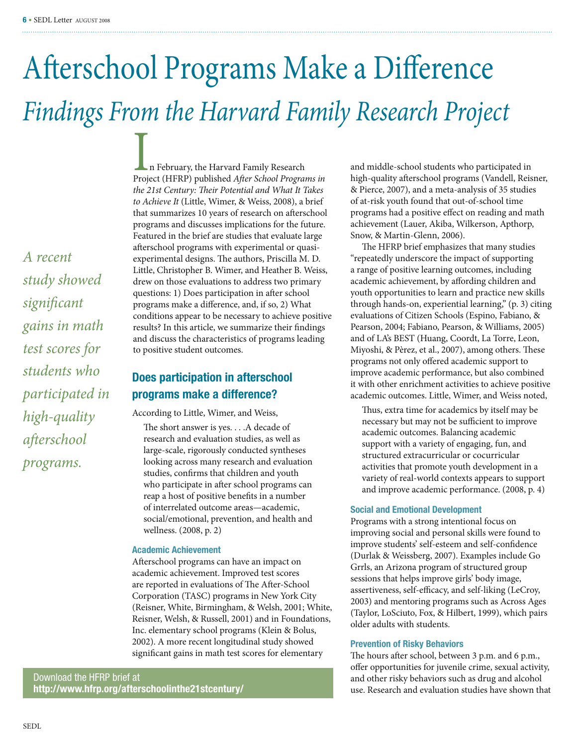# Afterschool Programs Make a Difference

## *Findings From the Harvard Family Research Project*

In February, the Harvard Family Research Project (HFRP) published *After School Programs in the 21st Century: Their Potential and What It Takes to Achieve It* (Little, Wimer, & Weiss, 2008), a brief that summarizes 10 years of research on afterschool programs and discusses implications for the future. Featured in the brief are studies that evaluate large afterschool programs with experimental or quasi-experimental designs. The authors, Priscilla M. D. Little, Christopher B. Wimer, and Heather B. Weiss, drew on those evaluations to address two primary questions: 1) Does participation in after school programs make a difference, and, if so, 2) What conditions appear to be necessary to achieve positive results? In this article, we summarize their findings and discuss the characteristics of programs leading to positive student outcomes.

*A recent study showed significant gains in math test scores for students who participated in high-quality afterschool programs.*

## Does participation in afterschool programs make a difference?

According to Little, Wimer, and Weiss,

> The short answer is yes. . . .A decade of research and evaluation studies, as well as large-scale, rigorously conducted syntheses looking across many research and evaluation studies, confirms that children and youth who participate in after school programs can reap a host of positive benefits in a number of interrelated outcome areas—academic, social/emotional, prevention, and health and wellness. (2008, p. 2)

### Academic Achievement

Afterschool programs can have an impact on academic achievement. Improved test scores are reported in evaluations of The After-School Corporation (TASC) programs in New York City (Reisner, White, Birmingham, & Welsh, 2001; White, Reisner, Welsh, & Russell, 2001) and in Foundations, Inc. elementary school programs (Klein & Bolus, 2002). A more recent longitudinal study showed significant gains in math test scores for elementary and middle-school students who participated in high-quality afterschool programs (Vandell, Reisner, & Pierce, 2007), and a meta-analysis of 35 studies of at-risk youth found that out-of-school time programs had a positive effect on reading and math achievement (Lauer, Akiba, Wilkerson, Apthorp, Snow, & Martin-Glenn, 2006).

The HFRP brief emphasizes that many studies "repeatedly underscore the impact of supporting a range of positive learning outcomes, including academic achievement, by affording children and youth opportunities to learn and practice new skills through hands-on, experiential learning," (p. 3) citing evaluations of Citizen Schools (Espino, Fabiano, & Pearson, 2004; Fabiano, Pearson, & Williams, 2005) and of LA's BEST (Huang, Coordt, La Torre, Leon, Miyoshi, & Pèrez, et al., 2007), among others. These programs not only offered academic support to improve academic performance, but also combined it with other enrichment activities to achieve positive academic outcomes. Little, Wimer, and Weiss noted,

> Thus, extra time for academics by itself may be necessary but may not be sufficient to improve academic outcomes. Balancing academic support with a variety of engaging, fun, and structured extracurricular or cocurricular activities that promote youth development in a variety of real-world contexts appears to support and improve academic performance. (2008, p. 4)

### Social and Emotional Development

Programs with a strong intentional focus on improving social and personal skills were found to improve students' self-esteem and self-confidence (Durlak & Weissberg, 2007). Examples include Go Grrls, an Arizona program of structured group sessions that helps improve girls' body image, assertiveness, self-efficacy, and self-liking (LeCroy, 2003) and mentoring programs such as Across Ages (Taylor, LoSciuto, Fox, & Hilbert, 1999), which pairs older adults with students.

### Prevention of Risky Behaviors

The hours after school, between 3 p.m. and 6 p.m., offer opportunities for juvenile crime, sexual activity, and other risky behaviors such as drug and alcohol use. Research and evaluation studies have shown that

Download the HFRP brief at
**http://www.hfrp.org/afterschoolinthe21stcentury/**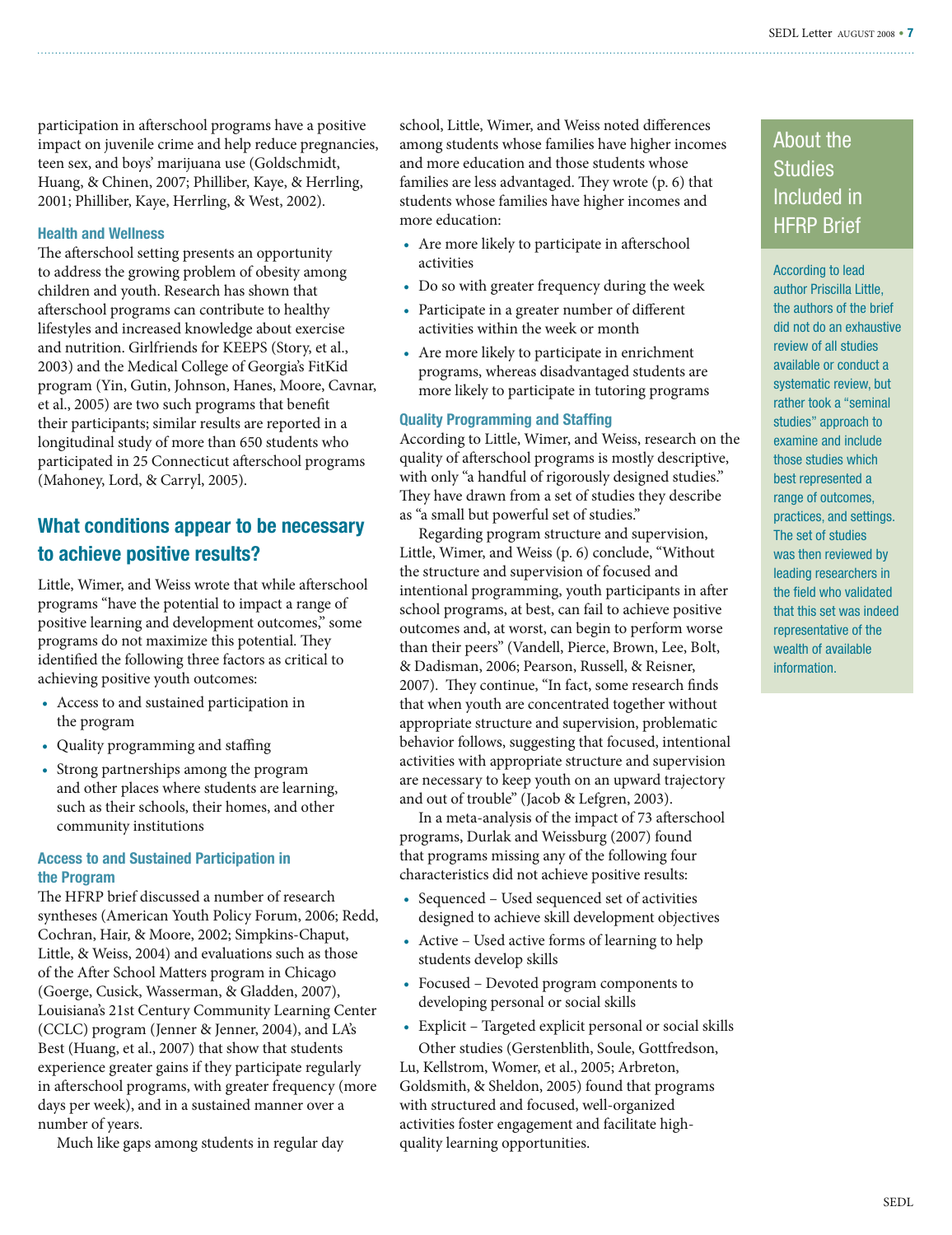participation in afterschool programs have a positive impact on juvenile crime and help reduce pregnancies, teen sex, and boys' marijuana use (Goldschmidt, Huang, & Chinen, 2007; Philliber, Kaye, & Herrling, 2001; Philliber, Kaye, Herrling, & West, 2002).

### Health and Wellness

The afterschool setting presents an opportunity to address the growing problem of obesity among children and youth. Research has shown that afterschool programs can contribute to healthy lifestyles and increased knowledge about exercise and nutrition. Girlfriends for KEEPS (Story, et al., 2003) and the Medical College of Georgia's FitKid program (Yin, Gutin, Johnson, Hanes, Moore, Cavnar, et al., 2005) are two such programs that benefit their participants; similar results are reported in a longitudinal study of more than 650 students who participated in 25 Connecticut afterschool programs (Mahoney, Lord, & Carryl, 2005).

## What conditions appear to be necessary to achieve positive results?

Little, Wimer, and Weiss wrote that while afterschool programs "have the potential to impact a range of positive learning and development outcomes," some programs do not maximize this potential. They identified the following three factors as critical to achieving positive youth outcomes:

- Access to and sustained participation in the program
- Quality programming and staffing
- Strong partnerships among the program and other places where students are learning, such as their schools, their homes, and other community institutions

### Access to and Sustained Participation in the Program

The HFRP brief discussed a number of research syntheses (American Youth Policy Forum, 2006; Redd, Cochran, Hair, & Moore, 2002; Simpkins-Chaput, Little, & Weiss, 2004) and evaluations such as those of the After School Matters program in Chicago (Goerge, Cusick, Wasserman, & Gladden, 2007), Louisiana's 21st Century Community Learning Center (CCLC) program (Jenner & Jenner, 2004), and LA's Best (Huang, et al., 2007) that show that students experience greater gains if they participate regularly in afterschool programs, with greater frequency (more days per week), and in a sustained manner over a number of years.

Much like gaps among students in regular day school, Little, Wimer, and Weiss noted differences among students whose families have higher incomes and more education and those students whose families are less advantaged. They wrote (p. 6) that students whose families have higher incomes and more education:

- Are more likely to participate in afterschool activities
- Do so with greater frequency during the week
- Participate in a greater number of different activities within the week or month
- Are more likely to participate in enrichment programs, whereas disadvantaged students are more likely to participate in tutoring programs

### Quality Programming and Staffing

According to Little, Wimer, and Weiss, research on the quality of afterschool programs is mostly descriptive, with only "a handful of rigorously designed studies." They have drawn from a set of studies they describe as "a small but powerful set of studies."

Regarding program structure and supervision, Little, Wimer, and Weiss (p. 6) conclude, "Without the structure and supervision of focused and intentional programming, youth participants in after school programs, at best, can fail to achieve positive outcomes and, at worst, can begin to perform worse than their peers" (Vandell, Pierce, Brown, Lee, Bolt, & Dadisman, 2006; Pearson, Russell, & Reisner, 2007). They continue, "In fact, some research finds that when youth are concentrated together without appropriate structure and supervision, problematic behavior follows, suggesting that focused, intentional activities with appropriate structure and supervision are necessary to keep youth on an upward trajectory and out of trouble" (Jacob & Lefgren, 2003).

In a meta-analysis of the impact of 73 afterschool programs, Durlak and Weissburg (2007) found that programs missing any of the following four characteristics did not achieve positive results:

- Sequenced – Used sequenced set of activities designed to achieve skill development objectives
- Active – Used active forms of learning to help students develop skills
- Focused – Devoted program components to developing personal or social skills
- Explicit – Targeted explicit personal or social skills

Other studies (Gerstenblith, Soule, Gottfredson, Lu, Kellstrom, Womer, et al., 2005; Arbreton, Goldsmith, & Sheldon, 2005) found that programs with structured and focused, well-organized activities foster engagement and facilitate high-quality learning opportunities.

### About the Studies Included in HFRP Brief

According to lead author Priscilla Little, the authors of the brief did not do an exhaustive review of all studies available or conduct a systematic review, but rather took a "seminal studies" approach to examine and include those studies which best represented a range of outcomes, practices, and settings. The set of studies was then reviewed by leading researchers in the field who validated that this set was indeed representative of the wealth of available information.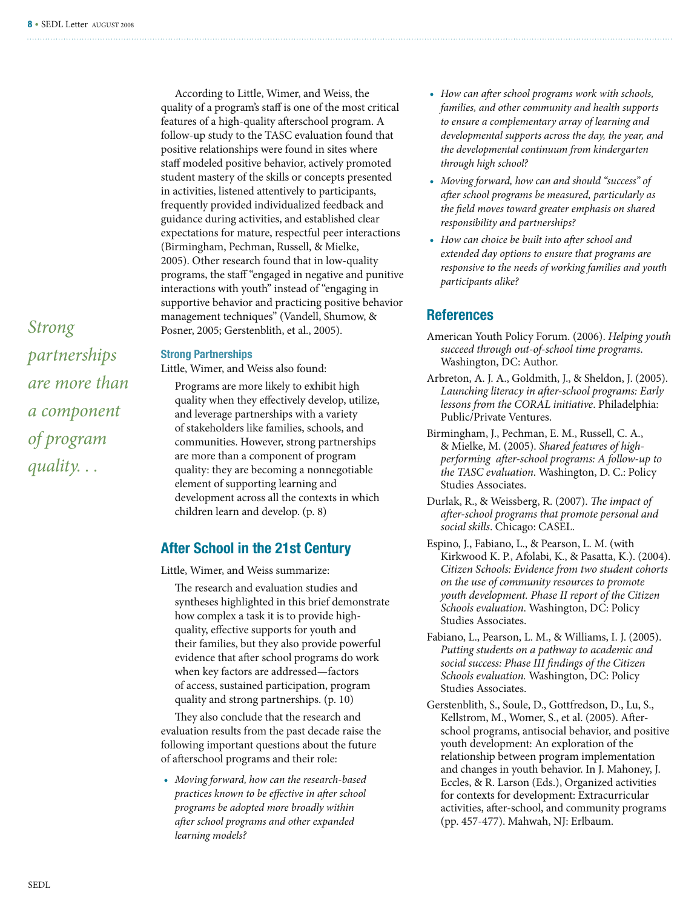According to Little, Wimer, and Weiss, the quality of a program's staff is one of the most critical features of a high-quality afterschool program. A follow-up study to the TASC evaluation found that positive relationships were found in sites where staff modeled positive behavior, actively promoted student mastery of the skills or concepts presented in activities, listened attentively to participants, frequently provided individualized feedback and guidance during activities, and established clear expectations for mature, respectful peer interactions (Birmingham, Pechman, Russell, & Mielke, 2005). Other research found that in low-quality programs, the staff "engaged in negative and punitive interactions with youth" instead of "engaging in supportive behavior and practicing positive behavior management techniques" (Vandell, Shumow, & Posner, 2005; Gerstenblith, et al., 2005).

*Strong partnerships are more than a component of program quality. . .*

### Strong Partnerships

Little, Wimer, and Weiss also found:

> Programs are more likely to exhibit high quality when they effectively develop, utilize, and leverage partnerships with a variety of stakeholders like families, schools, and communities. However, strong partnerships are more than a component of program quality: they are becoming a nonnegotiable element of supporting learning and development across all the contexts in which children learn and develop. (p. 8)

## After School in the 21st Century

Little, Wimer, and Weiss summarize:

> The research and evaluation studies and syntheses highlighted in this brief demonstrate how complex a task it is to provide high-quality, effective supports for youth and their families, but they also provide powerful evidence that after school programs do work when key factors are addressed—factors of access, sustained participation, program quality and strong partnerships. (p. 10)

They also conclude that the research and evaluation results from the past decade raise the following important questions about the future of afterschool programs and their role:

- *Moving forward, how can the research-based practices known to be effective in after school programs be adopted more broadly within after school programs and other expanded learning models?*
- *How can after school programs work with schools, families, and other community and health supports to ensure a complementary array of learning and developmental supports across the day, the year, and the developmental continuum from kindergarten through high school?*
- *Moving forward, how can and should "success" of after school programs be measured, particularly as the field moves toward greater emphasis on shared responsibility and partnerships?*
- *How can choice be built into after school and extended day options to ensure that programs are responsive to the needs of working families and youth participants alike?*

## References

American Youth Policy Forum. (2006). *Helping youth succeed through out-of-school time programs.* Washington, DC: Author.

Arbreton, A. J. A., Goldmith, J., & Sheldon, J. (2005). *Launching literacy in after-school programs: Early lessons from the CORAL initiative.* Philadelphia: Public/Private Ventures.

Birmingham, J., Pechman, E. M., Russell, C. A., & Mielke, M. (2005). *Shared features of high-performing after-school programs: A follow-up to the TASC evaluation.* Washington, D. C.: Policy Studies Associates.

Durlak, R., & Weissberg, R. (2007). *The impact of after-school programs that promote personal and social skills.* Chicago: CASEL.

Espino, J., Fabiano, L., & Pearson, L. M. (with Kirkwood K. P., Afolabi, K., & Pasatta, K.). (2004). *Citizen Schools: Evidence from two student cohorts on the use of community resources to promote youth development. Phase II report of the Citizen Schools evaluation.* Washington, DC: Policy Studies Associates.

Fabiano, L., Pearson, L. M., & Williams, I. J. (2005). *Putting students on a pathway to academic and social success: Phase III findings of the Citizen Schools evaluation.* Washington, DC: Policy Studies Associates.

Gerstenblith, S., Soule, D., Gottfredson, D., Lu, S., Kellstrom, M., Womer, S., et al. (2005). After-school programs, antisocial behavior, and positive youth development: An exploration of the relationship between program implementation and changes in youth behavior. In J. Mahoney, J. Eccles, & R. Larson (Eds.), Organized activities for contexts for development: Extracurricular activities, after-school, and community programs (pp. 457-477). Mahwah, NJ: Erlbaum.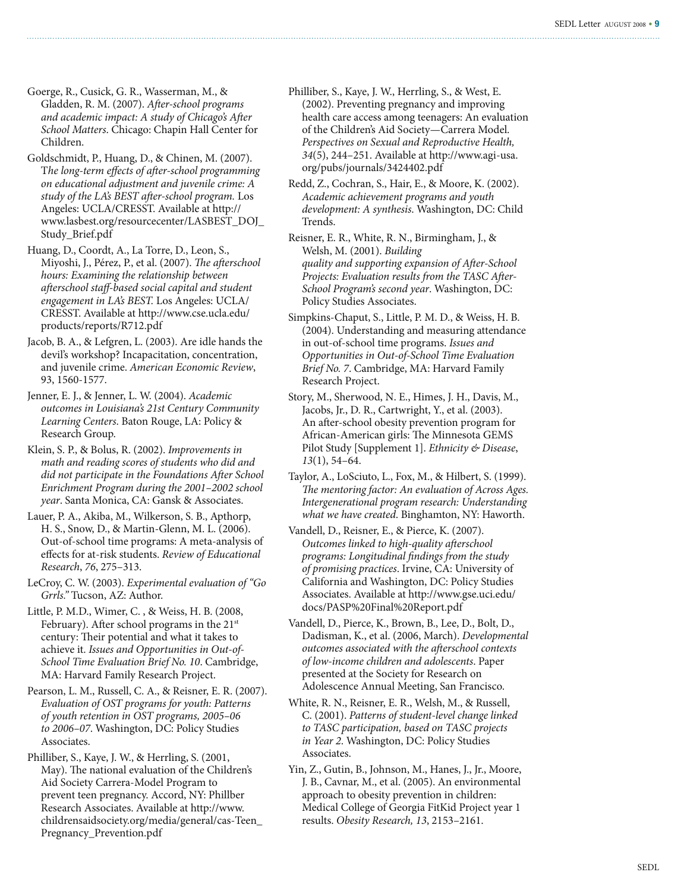Goerge, R., Cusick, G. R., Wasserman, M., & Gladden, R. M. (2007). *After-school programs and academic impact: A study of Chicago's After School Matters*. Chicago: Chapin Hall Center for Children.

Goldschmidt, P., Huang, D., & Chinen, M. (2007). T*he long-term effects of after-school programming on educational adjustment and juvenile crime: A study of the LA's BEST after-school program.* Los Angeles: UCLA/CRESST. Available at http://www.lasbest.org/resourcecenter/LASBEST_DOJ_Study_Brief.pdf

Huang, D., Coordt, A., La Torre, D., Leon, S., Miyoshi, J., Pérez, P., et al. (2007). *The afterschool hours: Examining the relationship between afterschool staff-based social capital and student engagement in LA's BEST.* Los Angeles: UCLA/CRESST. Available at http://www.cse.ucla.edu/products/reports/R712.pdf

Jacob, B. A., & Lefgren, L. (2003). Are idle hands the devil's workshop? Incapacitation, concentration, and juvenile crime. *American Economic Review*, 93, 1560-1577.

Jenner, E. J., & Jenner, L. W. (2004). *Academic outcomes in Louisiana's 21st Century Community Learning Centers*. Baton Rouge, LA: Policy & Research Group.

Klein, S. P., & Bolus, R. (2002). *Improvements in math and reading scores of students who did and did not participate in the Foundations After School Enrichment Program during the 2001–2002 school year*. Santa Monica, CA: Gansk & Associates.

Lauer, P. A., Akiba, M., Wilkerson, S. B., Apthorp, H. S., Snow, D., & Martin-Glenn, M. L. (2006). Out-of-school time programs: A meta-analysis of effects for at-risk students. *Review of Educational Research*, *76*, 275–313.

LeCroy, C. W. (2003). *Experimental evaluation of "Go Grrls."* Tucson, AZ: Author.

Little, P. M.D., Wimer, C. , & Weiss, H. B. (2008, February). After school programs in the 21st century: Their potential and what it takes to achieve it. *Issues and Opportunities in Out-of-School Time Evaluation Brief No. 10*. Cambridge, MA: Harvard Family Research Project.

Pearson, L. M., Russell, C. A., & Reisner, E. R. (2007). *Evaluation of OST programs for youth: Patterns of youth retention in OST programs, 2005–06 to 2006–07*. Washington, DC: Policy Studies Associates.

Philliber, S., Kaye, J. W., & Herrling, S. (2001, May). The national evaluation of the Children's Aid Society Carrera-Model Program to prevent teen pregnancy. Accord, NY: Phillber Research Associates. Available at http://www.childrensaidsociety.org/media/general/cas-Teen_Pregnancy_Prevention.pdf

Philliber, S., Kaye, J. W., Herrling, S., & West, E. (2002). Preventing pregnancy and improving health care access among teenagers: An evaluation of the Children's Aid Society—Carrera Model. *Perspectives on Sexual and Reproductive Health, 34*(5), 244–251. Available at http://www.agi-usa.org/pubs/journals/3424402.pdf

Redd, Z., Cochran, S., Hair, E., & Moore, K. (2002). *Academic achievement programs and youth development: A synthesis*. Washington, DC: Child Trends.

Reisner, E. R., White, R. N., Birmingham, J., & Welsh, M. (2001). *Building quality and supporting expansion of After-School Projects: Evaluation results from the TASC After-School Program's second year*. Washington, DC: Policy Studies Associates.

Simpkins-Chaput, S., Little, P. M. D., & Weiss, H. B. (2004). Understanding and measuring attendance in out-of-school time programs. *Issues and Opportunities in Out-of-School Time Evaluation Brief No. 7*. Cambridge, MA: Harvard Family Research Project.

Story, M., Sherwood, N. E., Himes, J. H., Davis, M., Jacobs, Jr., D. R., Cartwright, Y., et al. (2003). An after-school obesity prevention program for African-American girls: The Minnesota GEMS Pilot Study [Supplement 1]. *Ethnicity & Disease*, *13*(1), 54–64.

Taylor, A., LoSciuto, L., Fox, M., & Hilbert, S. (1999). *The mentoring factor: An evaluation of Across Ages. Intergenerational program research: Understanding what we have created*. Binghamton, NY: Haworth.

Vandell, D., Reisner, E., & Pierce, K. (2007). *Outcomes linked to high-quality afterschool programs: Longitudinal findings from the study of promising practices*. Irvine, CA: University of California and Washington, DC: Policy Studies Associates. Available at http://www.gse.uci.edu/docs/PASP%20Final%20Report.pdf

Vandell, D., Pierce, K., Brown, B., Lee, D., Bolt, D., Dadisman, K., et al. (2006, March). *Developmental outcomes associated with the afterschool contexts of low-income children and adolescents*. Paper presented at the Society for Research on Adolescence Annual Meeting, San Francisco.

White, R. N., Reisner, E. R., Welsh, M., & Russell, C. (2001). *Patterns of student-level change linked to TASC participation, based on TASC projects in Year 2*. Washington, DC: Policy Studies Associates.

Yin, Z., Gutin, B., Johnson, M., Hanes, J., Jr., Moore, J. B., Cavnar, M., et al. (2005). An environmental approach to obesity prevention in children: Medical College of Georgia FitKid Project year 1 results. *Obesity Research, 13*, 2153–2161.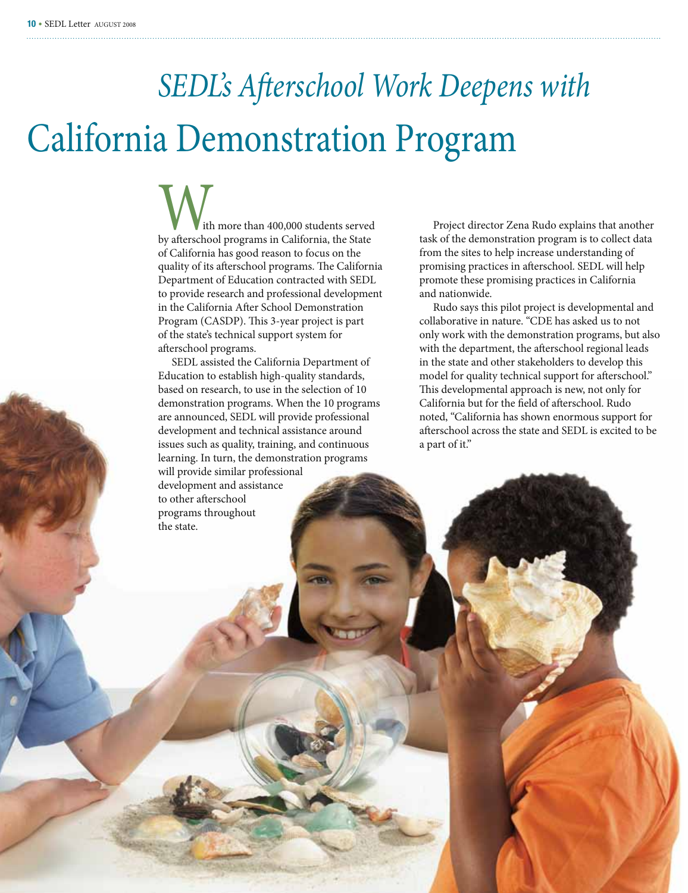# *SEDL's Afterschool Work Deepens with* California Demonstration Program

With more than 400,000 students served by afterschool programs in California, the State of California has good reason to focus on the quality of its afterschool programs. The California Department of Education contracted with SEDL to provide research and professional development in the California After School Demonstration Program (CASDP). This 3-year project is part of the state's technical support system for afterschool programs.

SEDL assisted the California Department of Education to establish high-quality standards, based on research, to use in the selection of 10 demonstration programs. When the 10 programs are announced, SEDL will provide professional development and technical assistance around issues such as quality, training, and continuous learning. In turn, the demonstration programs will provide similar professional development and assistance to other afterschool programs throughout the state.

Project director Zena Rudo explains that another task of the demonstration program is to collect data from the sites to help increase understanding of promising practices in afterschool. SEDL will help promote these promising practices in California and nationwide.

Rudo says this pilot project is developmental and collaborative in nature. "CDE has asked us to not only work with the demonstration programs, but also with the department, the afterschool regional leads in the state and other stakeholders to develop this model for quality technical support for afterschool." This developmental approach is new, not only for California but for the field of afterschool. Rudo noted, "California has shown enormous support for afterschool across the state and SEDL is excited to be a part of it."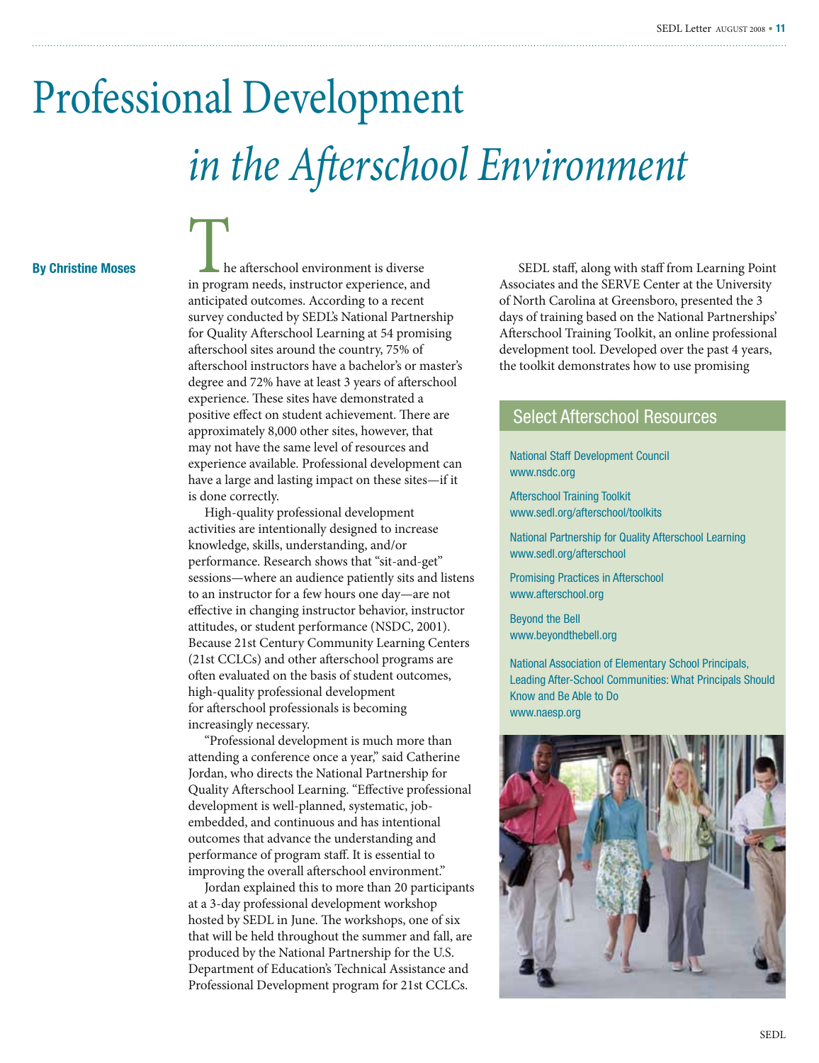# Professional Development *in the Afterschool Environment*

**By Christine Moses**

The afterschool environment is diverse in program needs, instructor experience, and anticipated outcomes. According to a recent survey conducted by SEDL's National Partnership for Quality Afterschool Learning at 54 promising afterschool sites around the country, 75% of afterschool instructors have a bachelor's or master's degree and 72% have at least 3 years of afterschool experience. These sites have demonstrated a positive effect on student achievement. There are approximately 8,000 other sites, however, that may not have the same level of resources and experience available. Professional development can have a large and lasting impact on these sites—if it is done correctly.

High-quality professional development activities are intentionally designed to increase knowledge, skills, understanding, and/or performance. Research shows that "sit-and-get" sessions—where an audience patiently sits and listens to an instructor for a few hours one day—are not effective in changing instructor behavior, instructor attitudes, or student performance (NSDC, 2001). Because 21st Century Community Learning Centers (21st CCLCs) and other afterschool programs are often evaluated on the basis of student outcomes, high-quality professional development for afterschool professionals is becoming increasingly necessary.

"Professional development is much more than attending a conference once a year," said Catherine Jordan, who directs the National Partnership for Quality Afterschool Learning. "Effective professional development is well-planned, systematic, job-embedded, and continuous and has intentional outcomes that advance the understanding and performance of program staff. It is essential to improving the overall afterschool environment."

Jordan explained this to more than 20 participants at a 3-day professional development workshop hosted by SEDL in June. The workshops, one of six that will be held throughout the summer and fall, are produced by the National Partnership for the U.S. Department of Education's Technical Assistance and Professional Development program for 21st CCLCs.

SEDL staff, along with staff from Learning Point Associates and the SERVE Center at the University of North Carolina at Greensboro, presented the 3 days of training based on the National Partnerships' Afterschool Training Toolkit, an online professional development tool. Developed over the past 4 years, the toolkit demonstrates how to use promising

## Select Afterschool Resources

National Staff Development Council
www.nsdc.org

Afterschool Training Toolkit
www.sedl.org/afterschool/toolkits

National Partnership for Quality Afterschool Learning
www.sedl.org/afterschool

Promising Practices in Afterschool
www.afterschool.org

Beyond the Bell
www.beyondthebell.org

National Association of Elementary School Principals, Leading After-School Communities: What Principals Should Know and Be Able to Do
www.naesp.org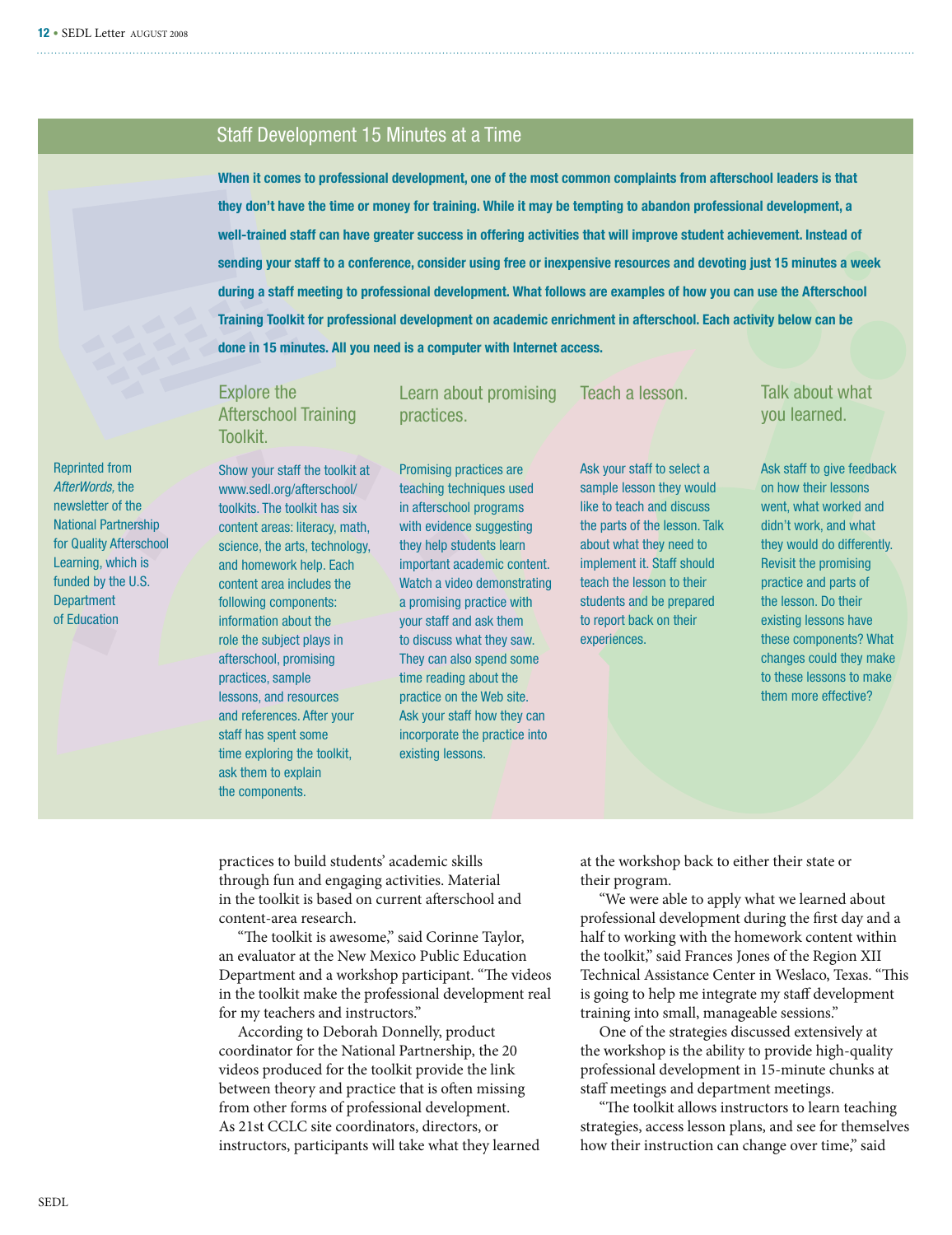## Staff Development 15 Minutes at a Time

**When it comes to professional development, one of the most common complaints from afterschool leaders is that they don't have the time or money for training. While it may be tempting to abandon professional development, a well-trained staff can have greater success in offering activities that will improve student achievement. Instead of sending your staff to a conference, consider using free or inexpensive resources and devoting just 15 minutes a week during a staff meeting to professional development. What follows are examples of how you can use the Afterschool Training Toolkit for professional development on academic enrichment in afterschool. Each activity below can be done in 15 minutes. All you need is a computer with Internet access.**

### Explore the Afterschool Training Toolkit.

Show your staff the toolkit at www.sedl.org/afterschool/toolkits. The toolkit has six content areas: literacy, math, science, the arts, technology, and homework help. Each content area includes the following components: information about the role the subject plays in afterschool, promising practices, sample lessons, and resources and references. After your staff has spent some time exploring the toolkit, ask them to explain the components.

### Learn about promising practices.

Promising practices are teaching techniques used in afterschool programs with evidence suggesting they help students learn important academic content. Watch a video demonstrating a promising practice with your staff and ask them to discuss what they saw. They can also spend some time reading about the practice on the Web site. Ask your staff how they can incorporate the practice into existing lessons.

### Teach a lesson.

Ask your staff to select a sample lesson they would like to teach and discuss the parts of the lesson. Talk about what they need to implement it. Staff should teach the lesson to their students and be prepared to report back on their experiences.

### Talk about what you learned.

Ask staff to give feedback on how their lessons went, what worked and didn't work, and what they would do differently. Revisit the promising practice and parts of the lesson. Do their existing lessons have these components? What changes could they make to these lessons to make them more effective?

Reprinted from *AfterWords,* the newsletter of the National Partnership for Quality Afterschool Learning, which is funded by the U.S. Department of Education

practices to build students' academic skills through fun and engaging activities. Material in the toolkit is based on current afterschool and content-area research.

"The toolkit is awesome," said Corinne Taylor, an evaluator at the New Mexico Public Education Department and a workshop participant. "The videos in the toolkit make the professional development real for my teachers and instructors."

According to Deborah Donnelly, product coordinator for the National Partnership, the 20 videos produced for the toolkit provide the link between theory and practice that is often missing from other forms of professional development. As 21st CCLC site coordinators, directors, or instructors, participants will take what they learned at the workshop back to either their state or their program.

"We were able to apply what we learned about professional development during the first day and a half to working with the homework content within the toolkit," said Frances Jones of the Region XII Technical Assistance Center in Weslaco, Texas. "This is going to help me integrate my staff development training into small, manageable sessions."

One of the strategies discussed extensively at the workshop is the ability to provide high-quality professional development in 15-minute chunks at staff meetings and department meetings.

"The toolkit allows instructors to learn teaching strategies, access lesson plans, and see for themselves how their instruction can change over time," said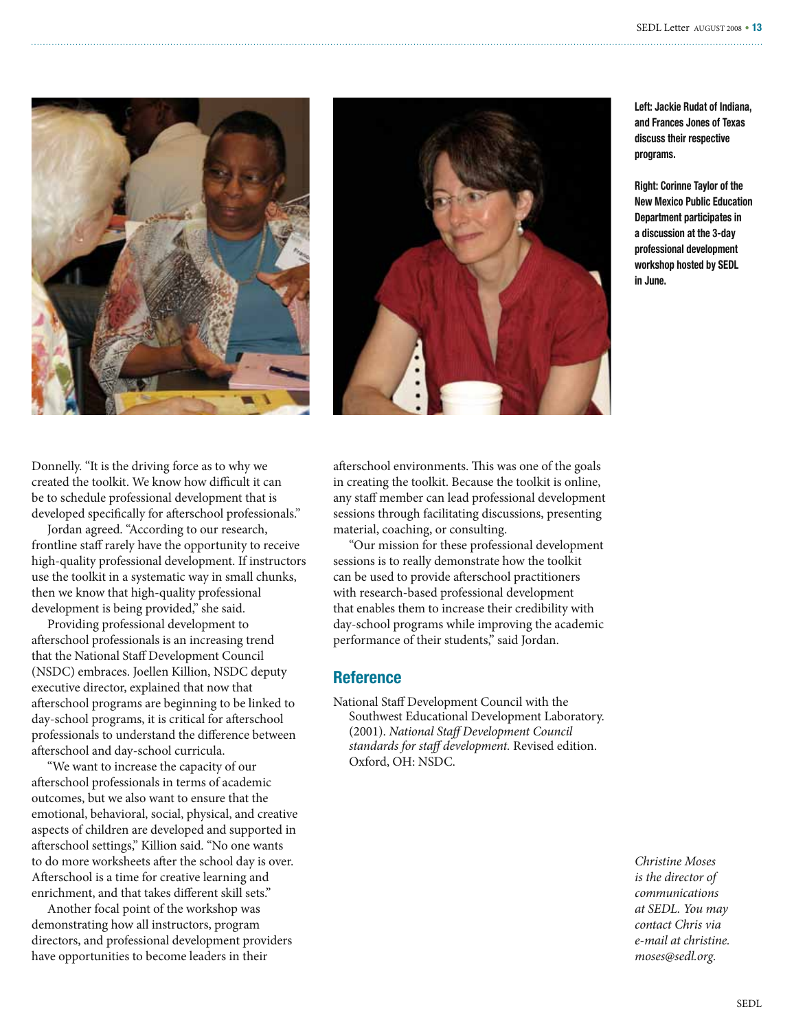Left: Jackie Rudat of Indiana, and Frances Jones of Texas discuss their respective programs.

Right: Corinne Taylor of the New Mexico Public Education Department participates in a discussion at the 3-day professional development workshop hosted by SEDL in June.

Donnelly. "It is the driving force as to why we created the toolkit. We know how difficult it can be to schedule professional development that is developed specifically for afterschool professionals."

Jordan agreed. "According to our research, frontline staff rarely have the opportunity to receive high-quality professional development. If instructors use the toolkit in a systematic way in small chunks, then we know that high-quality professional development is being provided," she said.

Providing professional development to afterschool professionals is an increasing trend that the National Staff Development Council (NSDC) embraces. Joellen Killion, NSDC deputy executive director, explained that now that afterschool programs are beginning to be linked to day-school programs, it is critical for afterschool professionals to understand the difference between afterschool and day-school curricula.

"We want to increase the capacity of our afterschool professionals in terms of academic outcomes, but we also want to ensure that the emotional, behavioral, social, physical, and creative aspects of children are developed and supported in afterschool settings," Killion said. "No one wants to do more worksheets after the school day is over. Afterschool is a time for creative learning and enrichment, and that takes different skill sets."

Another focal point of the workshop was demonstrating how all instructors, program directors, and professional development providers have opportunities to become leaders in their afterschool environments. This was one of the goals in creating the toolkit. Because the toolkit is online, any staff member can lead professional development sessions through facilitating discussions, presenting material, coaching, or consulting.

"Our mission for these professional development sessions is to really demonstrate how the toolkit can be used to provide afterschool practitioners with research-based professional development that enables them to increase their credibility with day-school programs while improving the academic performance of their students," said Jordan.

## Reference

National Staff Development Council with the Southwest Educational Development Laboratory. (2001). *National Staff Development Council standards for staff development.* Revised edition. Oxford, OH: NSDC.

*Christine Moses is the director of communications at SEDL. You may contact Chris via e-mail at christine.moses@sedl.org.*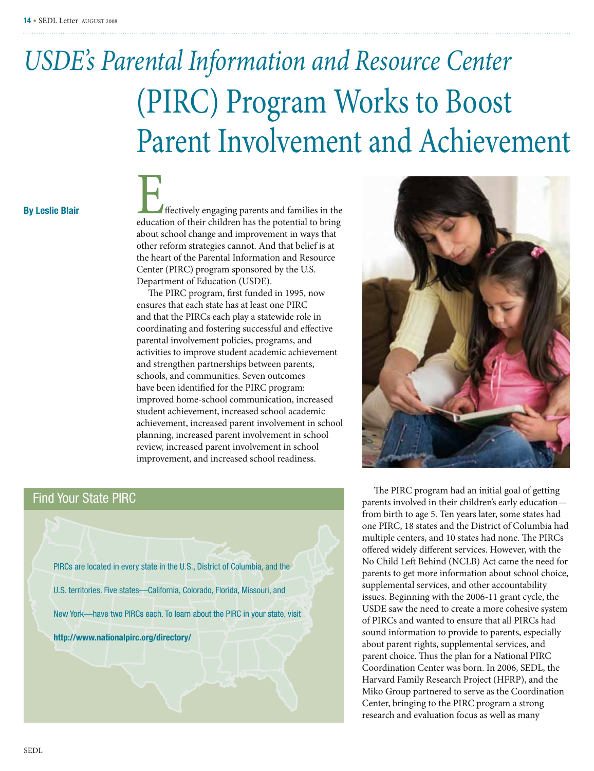# USDE's Parental Information and Resource Center (PIRC) Program Works to Boost Parent Involvement and Achievement

**By Leslie Blair**

Effectively engaging parents and families in the education of their children has the potential to bring about school change and improvement in ways that other reform strategies cannot. And that belief is at the heart of the Parental Information and Resource Center (PIRC) program sponsored by the U.S. Department of Education (USDE).

The PIRC program, first funded in 1995, now ensures that each state has at least one PIRC and that the PIRCs each play a statewide role in coordinating and fostering successful and effective parental involvement policies, programs, and activities to improve student academic achievement and strengthen partnerships between parents, schools, and communities. Seven outcomes have been identified for the PIRC program: improved home-school communication, increased student achievement, increased school academic achievement, increased parent involvement in school planning, increased parent involvement in school review, increased parent involvement in school improvement, and increased school readiness.

The PIRC program had an initial goal of getting parents involved in their children's early education—from birth to age 5. Ten years later, some states had one PIRC, 18 states and the District of Columbia had multiple centers, and 10 states had none. The PIRCs offered widely different services. However, with the No Child Left Behind (NCLB) Act came the need for parents to get more information about school choice, supplemental services, and other accountability issues. Beginning with the 2006-11 grant cycle, the USDE saw the need to create a more cohesive system of PIRCs and wanted to ensure that all PIRCs had sound information to provide to parents, especially about parent rights, supplemental services, and parent choice. Thus the plan for a National PIRC Coordination Center was born. In 2006, SEDL, the Harvard Family Research Project (HFRP), and the Miko Group partnered to serve as the Coordination Center, bringing to the PIRC program a strong research and evaluation focus as well as many

## Find Your State PIRC

PIRCs are located in every state in the U.S., District of Columbia, and the U.S. territories. Five states—California, Colorado, Florida, Missouri, and New York—have two PIRCs each. To learn about the PIRC in your state, visit

**http://www.nationalpirc.org/directory/**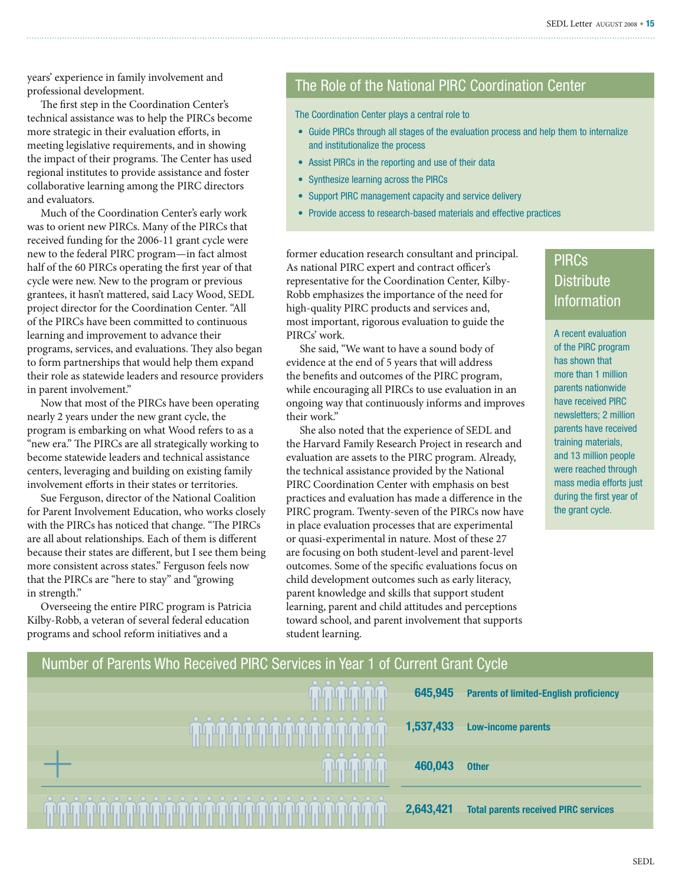years' experience in family involvement and professional development.

The first step in the Coordination Center's technical assistance was to help the PIRCs become more strategic in their evaluation efforts, in meeting legislative requirements, and in showing the impact of their programs. The Center has used regional institutes to provide assistance and foster collaborative learning among the PIRC directors and evaluators.

Much of the Coordination Center's early work was to orient new PIRCs. Many of the PIRCs that received funding for the 2006-11 grant cycle were new to the federal PIRC program—in fact almost half of the 60 PIRCs operating the first year of that cycle were new. New to the program or previous grantees, it hasn't mattered, said Lacy Wood, SEDL project director for the Coordination Center. "All of the PIRCs have been committed to continuous learning and improvement to advance their programs, services, and evaluations. They also began to form partnerships that would help them expand their role as statewide leaders and resource providers in parent involvement."

Now that most of the PIRCs have been operating nearly 2 years under the new grant cycle, the program is embarking on what Wood refers to as a "new era." The PIRCs are all strategically working to become statewide leaders and technical assistance centers, leveraging and building on existing family involvement efforts in their states or territories.

Sue Ferguson, director of the National Coalition for Parent Involvement Education, who works closely with the PIRCs has noticed that change. "The PIRCs are all about relationships. Each of them is different because their states are different, but I see them being more consistent across states." Ferguson feels now that the PIRCs are "here to stay" and "growing in strength."

Overseeing the entire PIRC program is Patricia Kilby-Robb, a veteran of several federal education programs and school reform initiatives and a former education research consultant and principal. As national PIRC expert and contract officer's representative for the Coordination Center, Kilby-Robb emphasizes the importance of the need for high-quality PIRC products and services and, most important, rigorous evaluation to guide the PIRCs' work.

She said, "We want to have a sound body of evidence at the end of 5 years that will address the benefits and outcomes of the PIRC program, while encouraging all PIRCs to use evaluation in an ongoing way that continuously informs and improves their work."

She also noted that the experience of SEDL and the Harvard Family Research Project in research and evaluation are assets to the PIRC program. Already, the technical assistance provided by the National PIRC Coordination Center with emphasis on best practices and evaluation has made a difference in the PIRC program. Twenty-seven of the PIRCs now have in place evaluation processes that are experimental or quasi-experimental in nature. Most of these 27 are focusing on both student-level and parent-level outcomes. Some of the specific evaluations focus on child development outcomes such as early literacy, parent knowledge and skills that support student learning, parent and child attitudes and perceptions toward school, and parent involvement that supports student learning.

## The Role of the National PIRC Coordination Center

The Coordination Center plays a central role to

- Guide PIRCs through all stages of the evaluation process and help them to internalize and institutionalize the process
- Assist PIRCs in the reporting and use of their data
- Synthesize learning across the PIRCs
- Support PIRC management capacity and service delivery
- Provide access to research-based materials and effective practices

## PIRCs Distribute Information

A recent evaluation of the PIRC program has shown that more than 1 million parents nationwide have received PIRC newsletters; 2 million parents have received training materials, and 13 million people were reached through mass media efforts just during the first year of the grant cycle.

## Number of Parents Who Received PIRC Services in Year 1 of Current Grant Cycle

| Number | Category |
|---|---|
| 645,945 | Parents of limited-English proficiency |
| 1,537,433 | Low-income parents |
| 460,043 | Other |
| 2,643,421 | Total parents received PIRC services |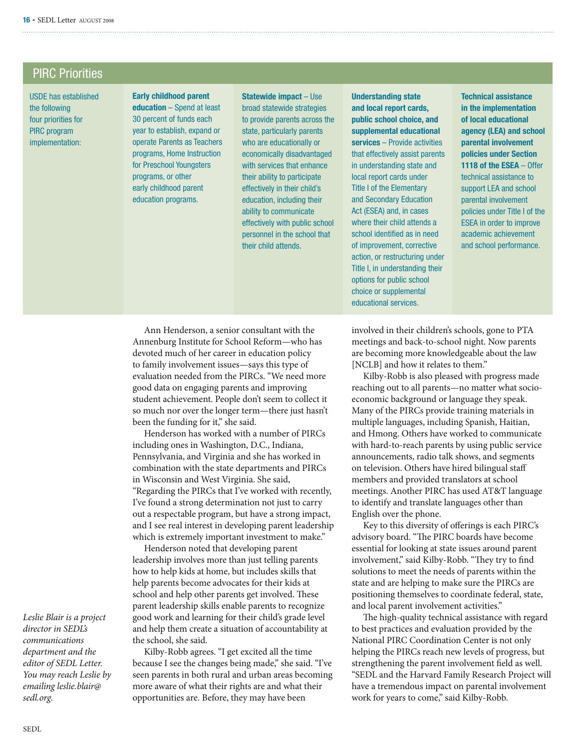## PIRC Priorities

USDE has established the following four priorities for PIRC program implementation:

**Early childhood parent education** – Spend at least 30 percent of funds each year to establish, expand or operate Parents as Teachers programs, Home Instruction for Preschool Youngsters programs, or other early childhood parent education programs.

**Statewide impact** – Use broad statewide strategies to provide parents across the state, particularly parents who are educationally or economically disadvantaged with services that enhance their ability to participate effectively in their child's education, including their ability to communicate effectively with public school personnel in the school that their child attends.

**Understanding state and local report cards, public school choice, and supplemental educational services** – Provide activities that effectively assist parents in understanding state and local report cards under Title I of the Elementary and Secondary Education Act (ESEA) and, in cases where their child attends a school identified as in need of improvement, corrective action, or restructuring under Title I, in understanding their options for public school choice or supplemental educational services.

**Technical assistance in the implementation of local educational agency (LEA) and school parental involvement policies under Section 1118 of the ESEA** – Offer technical assistance to support LEA and school parental involvement policies under Title I of the ESEA in order to improve academic achievement and school performance.

Ann Henderson, a senior consultant with the Annenberg Institute for School Reform—who has devoted much of her career in education policy to family involvement issues—says this type of evaluation needed from the PIRCs. "We need more good data on engaging parents and improving student achievement. People don't seem to collect it so much nor over the longer term—there just hasn't been the funding for it," she said.

Henderson has worked with a number of PIRCs including ones in Washington, D.C., Indiana, Pennsylvania, and Virginia and she has worked in combination with the state departments and PIRCs in Wisconsin and West Virginia. She said, "Regarding the PIRCs that I've worked with recently, I've found a strong determination not just to carry out a respectable program, but have a strong impact, and I see real interest in developing parent leadership which is extremely important investment to make."

Henderson noted that developing parent leadership involves more than just telling parents how to help kids at home, but includes skills that help parents become advocates for their kids at school and help other parents get involved. These parent leadership skills enable parents to recognize good work and learning for their child's grade level and help them create a situation of accountability at the school, she said.

Kilby-Robb agrees. "I get excited all the time because I see the changes being made," she said. "I've seen parents in both rural and urban areas becoming more aware of what their rights are and what their opportunities are. Before, they may have been involved in their children's schools, gone to PTA meetings and back-to-school night. Now parents are becoming more knowledgeable about the law [NCLB] and how it relates to them."

Kilby-Robb is also pleased with progress made reaching out to all parents—no matter what socio-economic background or language they speak. Many of the PIRCs provide training materials in multiple languages, including Spanish, Haitian, and Hmong. Others have worked to communicate with hard-to-reach parents by using public service announcements, radio talk shows, and segments on television. Others have hired bilingual staff members and provided translators at school meetings. Another PIRC has used AT&T language to identify and translate languages other than English over the phone.

Key to this diversity of offerings is each PIRC's advisory board. "The PIRC boards have become essential for looking at state issues around parent involvement," said Kilby-Robb. "They try to find solutions to meet the needs of parents within the state and are helping to make sure the PIRCs are positioning themselves to coordinate federal, state, and local parent involvement activities."

The high-quality technical assistance with regard to best practices and evaluation provided by the National PIRC Coordination Center is not only helping the PIRCs reach new levels of progress, but strengthening the parent involvement field as well. "SEDL and the Harvard Family Research Project will have a tremendous impact on parental involvement work for years to come," said Kilby-Robb.

*Leslie Blair is a project director in SEDL's communications department and the editor of SEDL Letter. You may reach Leslie by emailing leslie.blair@sedl.org.*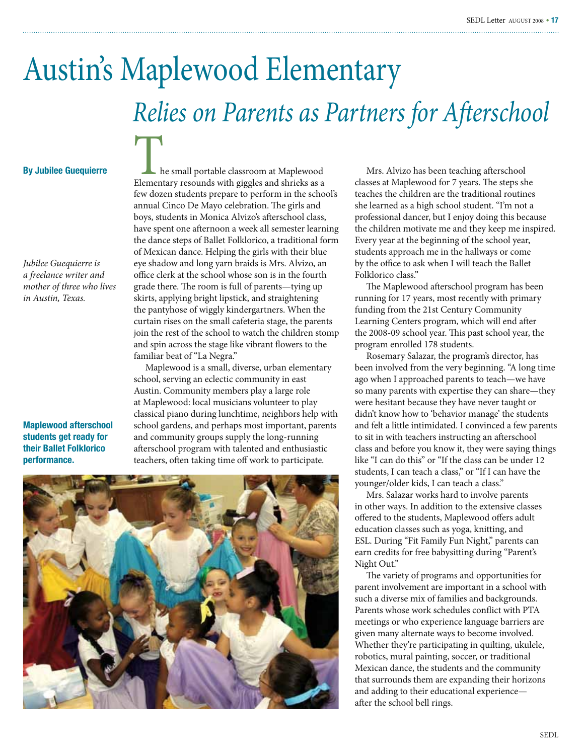# Austin's Maplewood Elementary

## *Relies on Parents as Partners for Afterschool*

**By Jubilee Guequierre**

*Jubilee Guequierre is a freelance writer and mother of three who lives in Austin, Texas.*

The small portable classroom at Maplewood Elementary resounds with giggles and shrieks as a few dozen students prepare to perform in the school's annual Cinco De Mayo celebration. The girls and boys, students in Monica Alvizo's afterschool class, have spent one afternoon a week all semester learning the dance steps of Ballet Folklorico, a traditional form of Mexican dance. Helping the girls with their blue eye shadow and long yarn braids is Mrs. Alvizo, an office clerk at the school whose son is in the fourth grade there. The room is full of parents—tying up skirts, applying bright lipstick, and straightening the pantyhose of wiggly kindergartners. When the curtain rises on the small cafeteria stage, the parents join the rest of the school to watch the children stomp and spin across the stage like vibrant flowers to the familiar beat of "La Negra."

Maplewood is a small, diverse, urban elementary school, serving an eclectic community in east Austin. Community members play a large role at Maplewood: local musicians volunteer to play classical piano during lunchtime, neighbors help with school gardens, and perhaps most important, parents and community groups supply the long-running afterschool program with talented and enthusiastic teachers, often taking time off work to participate.

**Maplewood afterschool students get ready for their Ballet Folklorico performance.**

Mrs. Alvizo has been teaching afterschool classes at Maplewood for 7 years. The steps she teaches the children are the traditional routines she learned as a high school student. "I'm not a professional dancer, but I enjoy doing this because the children motivate me and they keep me inspired. Every year at the beginning of the school year, students approach me in the hallways or come by the office to ask when I will teach the Ballet Folklorico class."

The Maplewood afterschool program has been running for 17 years, most recently with primary funding from the 21st Century Community Learning Centers program, which will end after the 2008-09 school year. This past school year, the program enrolled 178 students.

Rosemary Salazar, the program's director, has been involved from the very beginning. "A long time ago when I approached parents to teach—we have so many parents with expertise they can share—they were hesitant because they have never taught or didn't know how to 'behavior manage' the students and felt a little intimidated. I convinced a few parents to sit in with teachers instructing an afterschool class and before you know it, they were saying things like "I can do this" or "If the class can be under 12 students, I can teach a class," or "If I can have the younger/older kids, I can teach a class."

Mrs. Salazar works hard to involve parents in other ways. In addition to the extensive classes offered to the students, Maplewood offers adult education classes such as yoga, knitting, and ESL. During "Fit Family Fun Night," parents can earn credits for free babysitting during "Parent's Night Out."

The variety of programs and opportunities for parent involvement are important in a school with such a diverse mix of families and backgrounds. Parents whose work schedules conflict with PTA meetings or who experience language barriers are given many alternate ways to become involved. Whether they're participating in quilting, ukulele, robotics, mural painting, soccer, or traditional Mexican dance, the students and the community that surrounds them are expanding their horizons and adding to their educational experience—after the school bell rings.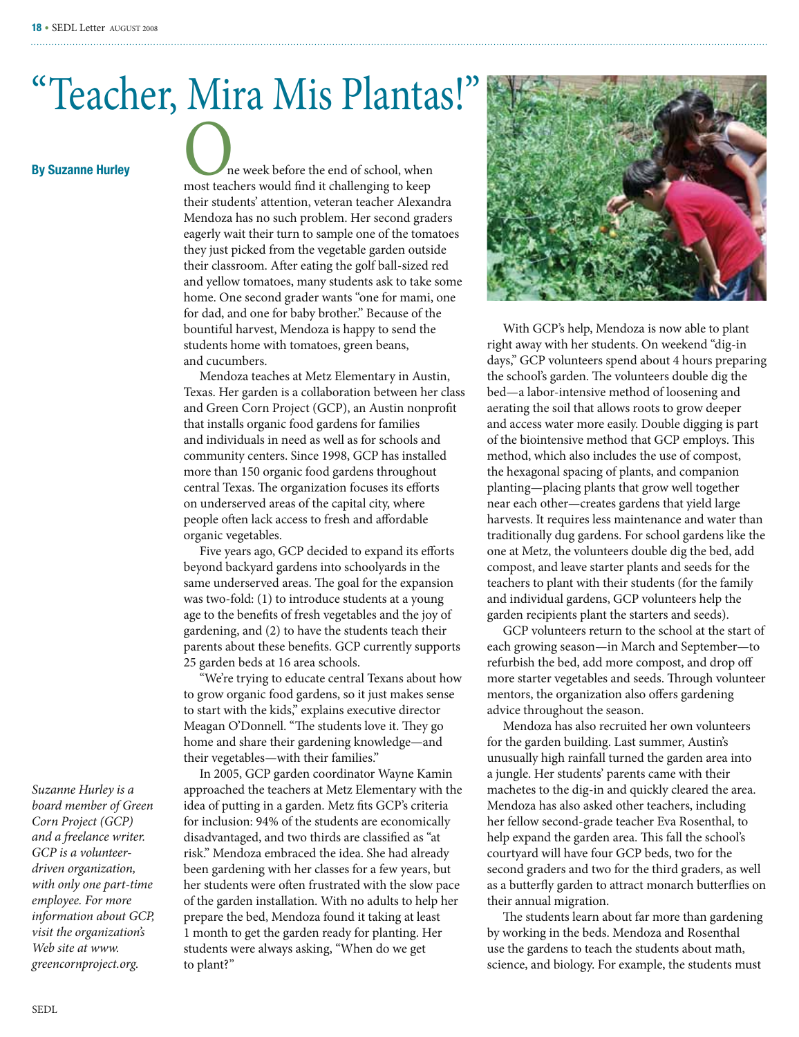# "Teacher, Mira Mis Plantas!"

**By Suzanne Hurley**

One week before the end of school, when most teachers would find it challenging to keep their students' attention, veteran teacher Alexandra Mendoza has no such problem. Her second graders eagerly wait their turn to sample one of the tomatoes they just picked from the vegetable garden outside their classroom. After eating the golf ball-sized red and yellow tomatoes, many students ask to take some home. One second grader wants "one for mami, one for dad, and one for baby brother." Because of the bountiful harvest, Mendoza is happy to send the students home with tomatoes, green beans, and cucumbers.

Mendoza teaches at Metz Elementary in Austin, Texas. Her garden is a collaboration between her class and Green Corn Project (GCP), an Austin nonprofit that installs organic food gardens for families and individuals in need as well as for schools and community centers. Since 1998, GCP has installed more than 150 organic food gardens throughout central Texas. The organization focuses its efforts on underserved areas of the capital city, where people often lack access to fresh and affordable organic vegetables.

Five years ago, GCP decided to expand its efforts beyond backyard gardens into schoolyards in the same underserved areas. The goal for the expansion was two-fold: (1) to introduce students at a young age to the benefits of fresh vegetables and the joy of gardening, and (2) to have the students teach their parents about these benefits. GCP currently supports 25 garden beds at 16 area schools.

"We're trying to educate central Texans about how to grow organic food gardens, so it just makes sense to start with the kids," explains executive director Meagan O'Donnell. "The students love it. They go home and share their gardening knowledge—and their vegetables—with their families."

In 2005, GCP garden coordinator Wayne Kamin approached the teachers at Metz Elementary with the idea of putting in a garden. Metz fits GCP's criteria for inclusion: 94% of the students are economically disadvantaged, and two thirds are classified as "at risk." Mendoza embraced the idea. She had already been gardening with her classes for a few years, but her students were often frustrated with the slow pace of the garden installation. With no adults to help her prepare the bed, Mendoza found it taking at least 1 month to get the garden ready for planting. Her students were always asking, "When do we get to plant?"

*Suzanne Hurley is a board member of Green Corn Project (GCP) and a freelance writer. GCP is a volunteer-driven organization, with only one part-time employee. For more information about GCP, visit the organization's Web site at www.greencornproject.org.*

With GCP's help, Mendoza is now able to plant right away with her students. On weekend "dig-in days," GCP volunteers spend about 4 hours preparing the school's garden. The volunteers double dig the bed—a labor-intensive method of loosening and aerating the soil that allows roots to grow deeper and access water more easily. Double digging is part of the biointensive method that GCP employs. This method, which also includes the use of compost, the hexagonal spacing of plants, and companion planting—placing plants that grow well together near each other—creates gardens that yield large harvests. It requires less maintenance and water than traditionally dug gardens. For school gardens like the one at Metz, the volunteers double dig the bed, add compost, and leave starter plants and seeds for the teachers to plant with their students (for the family and individual gardens, GCP volunteers help the garden recipients plant the starters and seeds).

GCP volunteers return to the school at the start of each growing season—in March and September—to refurbish the bed, add more compost, and drop off more starter vegetables and seeds. Through volunteer mentors, the organization also offers gardening advice throughout the season.

Mendoza has also recruited her own volunteers for the garden building. Last summer, Austin's unusually high rainfall turned the garden area into a jungle. Her students' parents came with their machetes to the dig-in and quickly cleared the area. Mendoza has also asked other teachers, including her fellow second-grade teacher Eva Rosenthal, to help expand the garden area. This fall the school's courtyard will have four GCP beds, two for the second graders and two for the third graders, as well as a butterfly garden to attract monarch butterflies on their annual migration.

The students learn about far more than gardening by working in the beds. Mendoza and Rosenthal use the gardens to teach the students about math, science, and biology. For example, the students must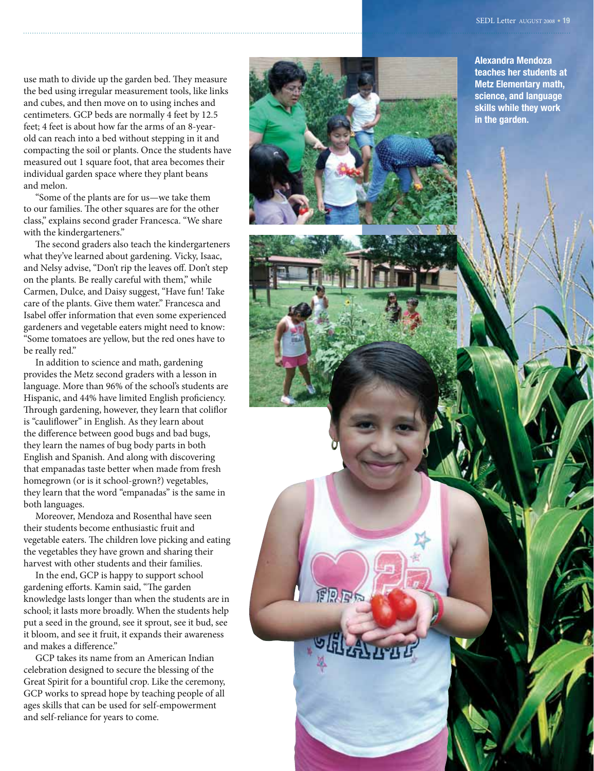use math to divide up the garden bed. They measure the bed using irregular measurement tools, like links and cubes, and then move on to using inches and centimeters. GCP beds are normally 4 feet by 12.5 feet; 4 feet is about how far the arms of an 8-year-old can reach into a bed without stepping in it and compacting the soil or plants. Once the students have measured out 1 square foot, that area becomes their individual garden space where they plant beans and melon.

"Some of the plants are for us—we take them to our families. The other squares are for the other class," explains second grader Francesca. "We share with the kindergarteners."

The second graders also teach the kindergarteners what they've learned about gardening. Vicky, Isaac, and Nelsy advise, "Don't rip the leaves off. Don't step on the plants. Be really careful with them," while Carmen, Dulce, and Daisy suggest, "Have fun! Take care of the plants. Give them water." Francesca and Isabel offer information that even some experienced gardeners and vegetable eaters might need to know: "Some tomatoes are yellow, but the red ones have to be really red."

In addition to science and math, gardening provides the Metz second graders with a lesson in language. More than 96% of the school's students are Hispanic, and 44% have limited English proficiency. Through gardening, however, they learn that coliflor is "cauliflower" in English. As they learn about the difference between good bugs and bad bugs, they learn the names of bug body parts in both English and Spanish. And along with discovering that empanadas taste better when made from fresh homegrown (or is it school-grown?) vegetables, they learn that the word "empanadas" is the same in both languages.

Moreover, Mendoza and Rosenthal have seen their students become enthusiastic fruit and vegetable eaters. The children love picking and eating the vegetables they have grown and sharing their harvest with other students and their families.

In the end, GCP is happy to support school gardening efforts. Kamin said, "The garden knowledge lasts longer than when the students are in school; it lasts more broadly. When the students help put a seed in the ground, see it sprout, see it bud, see it bloom, and see it fruit, it expands their awareness and makes a difference."

GCP takes its name from an American Indian celebration designed to secure the blessing of the Great Spirit for a bountiful crop. Like the ceremony, GCP works to spread hope by teaching people of all ages skills that can be used for self-empowerment and self-reliance for years to come.

**Alexandra Mendoza teaches her students at Metz Elementary math, science, and language skills while they work in the garden.**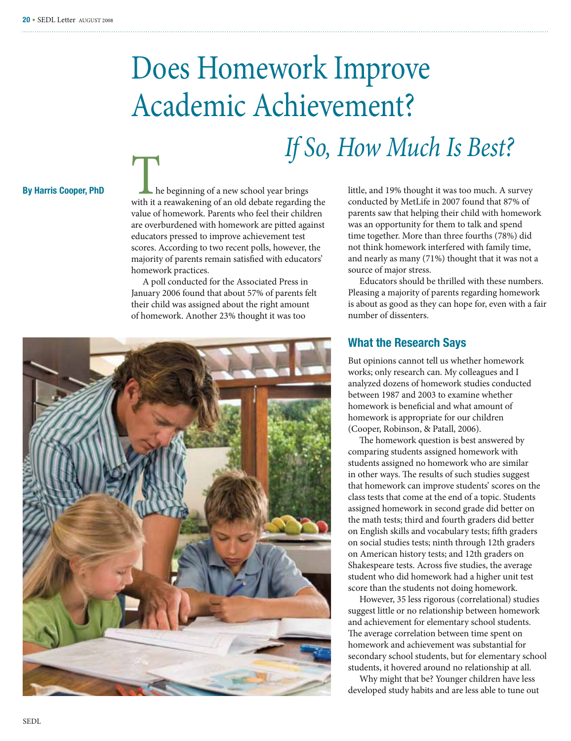# Does Homework Improve Academic Achievement?

## *If So, How Much Is Best?*

**By Harris Cooper, PhD**

The beginning of a new school year brings with it a reawakening of an old debate regarding the value of homework. Parents who feel their children are overburdened with homework are pitted against educators pressed to improve achievement test scores. According to two recent polls, however, the majority of parents remain satisfied with educators' homework practices.

A poll conducted for the Associated Press in January 2006 found that about 57% of parents felt their child was assigned about the right amount of homework. Another 23% thought it was too little, and 19% thought it was too much. A survey conducted by MetLife in 2007 found that 87% of parents saw that helping their child with homework was an opportunity for them to talk and spend time together. More than three fourths (78%) did not think homework interfered with family time, and nearly as many (71%) thought that it was not a source of major stress.

Educators should be thrilled with these numbers. Pleasing a majority of parents regarding homework is about as good as they can hope for, even with a fair number of dissenters.

## What the Research Says

But opinions cannot tell us whether homework works; only research can. My colleagues and I analyzed dozens of homework studies conducted between 1987 and 2003 to examine whether homework is beneficial and what amount of homework is appropriate for our children (Cooper, Robinson, & Patall, 2006).

The homework question is best answered by comparing students assigned homework with students assigned no homework who are similar in other ways. The results of such studies suggest that homework can improve students' scores on the class tests that come at the end of a topic. Students assigned homework in second grade did better on the math tests; third and fourth graders did better on English skills and vocabulary tests; fifth graders on social studies tests; ninth through 12th graders on American history tests; and 12th graders on Shakespeare tests. Across five studies, the average student who did homework had a higher unit test score than the students not doing homework.

However, 35 less rigorous (correlational) studies suggest little or no relationship between homework and achievement for elementary school students. The average correlation between time spent on homework and achievement was substantial for secondary school students, but for elementary school students, it hovered around no relationship at all.

Why might that be? Younger children have less developed study habits and are less able to tune out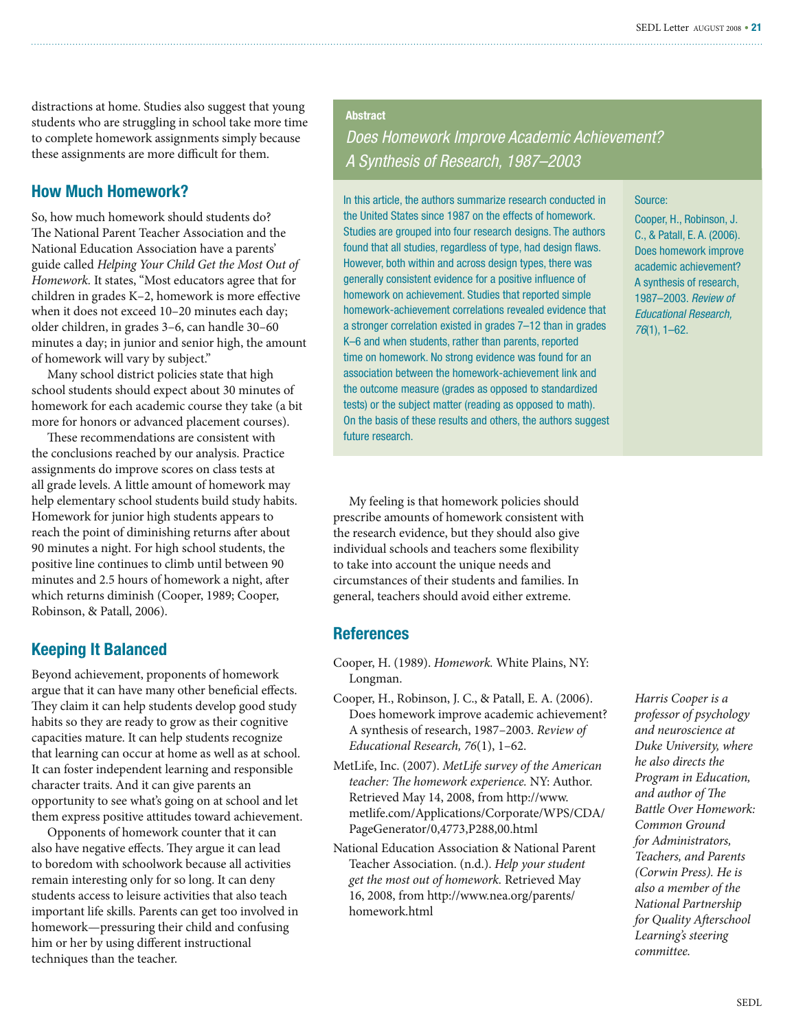distractions at home. Studies also suggest that young students who are struggling in school take more time to complete homework assignments simply because these assignments are more difficult for them.

## How Much Homework?

So, how much homework should students do? The National Parent Teacher Association and the National Education Association have a parents' guide called *Helping Your Child Get the Most Out of Homework.* It states, "Most educators agree that for children in grades K–2, homework is more effective when it does not exceed 10–20 minutes each day; older children, in grades 3–6, can handle 30–60 minutes a day; in junior and senior high, the amount of homework will vary by subject."

Many school district policies state that high school students should expect about 30 minutes of homework for each academic course they take (a bit more for honors or advanced placement courses).

These recommendations are consistent with the conclusions reached by our analysis. Practice assignments do improve scores on class tests at all grade levels. A little amount of homework may help elementary school students build study habits. Homework for junior high students appears to reach the point of diminishing returns after about 90 minutes a night. For high school students, the positive line continues to climb until between 90 minutes and 2.5 hours of homework a night, after which returns diminish (Cooper, 1989; Cooper, Robinson, & Patall, 2006).

## Keeping It Balanced

Beyond achievement, proponents of homework argue that it can have many other beneficial effects. They claim it can help students develop good study habits so they are ready to grow as their cognitive capacities mature. It can help students recognize that learning can occur at home as well as at school. It can foster independent learning and responsible character traits. And it can give parents an opportunity to see what's going on at school and let them express positive attitudes toward achievement.

Opponents of homework counter that it can also have negative effects. They argue it can lead to boredom with schoolwork because all activities remain interesting only for so long. It can deny students access to leisure activities that also teach important life skills. Parents can get too involved in homework—pressuring their child and confusing him or her by using different instructional techniques than the teacher.

**Abstract**

*Does Homework Improve Academic Achievement? A Synthesis of Research, 1987–2003*

In this article, the authors summarize research conducted in the United States since 1987 on the effects of homework. Studies are grouped into four research designs. The authors found that all studies, regardless of type, had design flaws. However, both within and across design types, there was generally consistent evidence for a positive influence of homework on achievement. Studies that reported simple homework-achievement correlations revealed evidence that a stronger correlation existed in grades 7–12 than in grades K–6 and when students, rather than parents, reported time on homework. No strong evidence was found for an association between the homework-achievement link and the outcome measure (grades as opposed to standardized tests) or the subject matter (reading as opposed to math). On the basis of these results and others, the authors suggest future research.

Source:

Cooper, H., Robinson, J. C., & Patall, E. A. (2006). Does homework improve academic achievement? A synthesis of research, 1987–2003. *Review of Educational Research, 76*(1), 1–62.

My feeling is that homework policies should prescribe amounts of homework consistent with the research evidence, but they should also give individual schools and teachers some flexibility to take into account the unique needs and circumstances of their students and families. In general, teachers should avoid either extreme.

## References

Cooper, H. (1989). *Homework.* White Plains, NY: Longman.

Cooper, H., Robinson, J. C., & Patall, E. A. (2006). Does homework improve academic achievement? A synthesis of research, 1987–2003. *Review of Educational Research, 76*(1), 1–62.

MetLife, Inc. (2007). *MetLife survey of the American teacher: The homework experience.* NY: Author. Retrieved May 14, 2008, from http://www.metlife.com/Applications/Corporate/WPS/CDA/PageGenerator/0,4773,P288,00.html

National Education Association & National Parent Teacher Association. (n.d.). *Help your student get the most out of homework.* Retrieved May 16, 2008, from http://www.nea.org/parents/homework.html

*Harris Cooper is a professor of psychology and neuroscience at Duke University, where he also directs the Program in Education, and author of The Battle Over Homework: Common Ground for Administrators, Teachers, and Parents (Corwin Press). He is also a member of the National Partnership for Quality Afterschool Learning's steering committee.*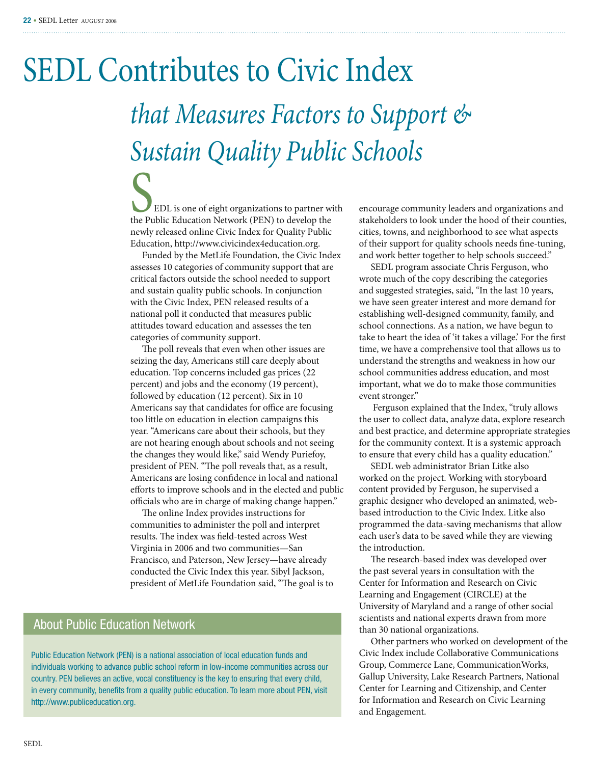# SEDL Contributes to Civic Index

## *that Measures Factors to Support & Sustain Quality Public Schools*

SEDL is one of eight organizations to partner with the Public Education Network (PEN) to develop the newly released online Civic Index for Quality Public Education, http://www.civicindex4education.org.

Funded by the MetLife Foundation, the Civic Index assesses 10 categories of community support that are critical factors outside the school needed to support and sustain quality public schools. In conjunction with the Civic Index, PEN released results of a national poll it conducted that measures public attitudes toward education and assesses the ten categories of community support.

The poll reveals that even when other issues are seizing the day, Americans still care deeply about education. Top concerns included gas prices (22 percent) and jobs and the economy (19 percent), followed by education (12 percent). Six in 10 Americans say that candidates for office are focusing too little on education in election campaigns this year. "Americans care about their schools, but they are not hearing enough about schools and not seeing the changes they would like," said Wendy Puriefoy, president of PEN. "The poll reveals that, as a result, Americans are losing confidence in local and national efforts to improve schools and in the elected and public officials who are in charge of making change happen."

The online Index provides instructions for communities to administer the poll and interpret results. The index was field-tested across West Virginia in 2006 and two communities—San Francisco, and Paterson, New Jersey—have already conducted the Civic Index this year. Sibyl Jackson, president of MetLife Foundation said, "The goal is to encourage community leaders and organizations and stakeholders to look under the hood of their counties, cities, towns, and neighborhood to see what aspects of their support for quality schools needs fine-tuning, and work better together to help schools succeed."

SEDL program associate Chris Ferguson, who wrote much of the copy describing the categories and suggested strategies, said, "In the last 10 years, we have seen greater interest and more demand for establishing well-designed community, family, and school connections. As a nation, we have begun to take to heart the idea of 'it takes a village.' For the first time, we have a comprehensive tool that allows us to understand the strengths and weakness in how our school communities address education, and most important, what we do to make those communities event stronger."

Ferguson explained that the Index, "truly allows the user to collect data, analyze data, explore research and best practice, and determine appropriate strategies for the community context. It is a systemic approach to ensure that every child has a quality education."

SEDL web administrator Brian Litke also worked on the project. Working with storyboard content provided by Ferguson, he supervised a graphic designer who developed an animated, web-based introduction to the Civic Index. Litke also programmed the data-saving mechanisms that allow each user's data to be saved while they are viewing the introduction.

The research-based index was developed over the past several years in consultation with the Center for Information and Research on Civic Learning and Engagement (CIRCLE) at the University of Maryland and a range of other social scientists and national experts drawn from more than 30 national organizations.

Other partners who worked on development of the Civic Index include Collaborative Communications Group, Commerce Lane, CommunicationWorks, Gallup University, Lake Research Partners, National Center for Learning and Citizenship, and Center for Information and Research on Civic Learning and Engagement.

### About Public Education Network

Public Education Network (PEN) is a national association of local education funds and individuals working to advance public school reform in low-income communities across our country. PEN believes an active, vocal constituency is the key to ensuring that every child, in every community, benefits from a quality public education. To learn more about PEN, visit http://www.publiceducation.org.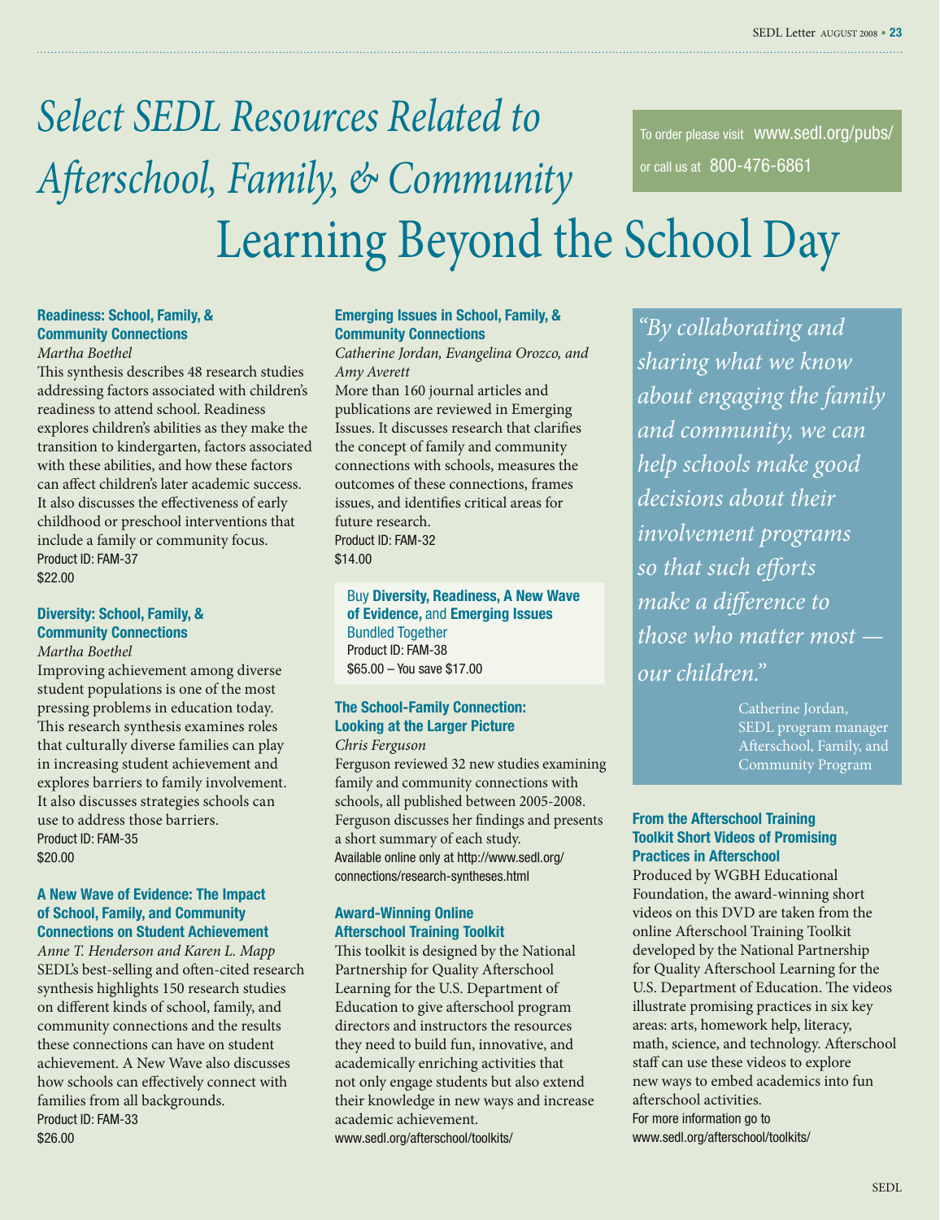# *Select SEDL Resources Related to Afterschool, Family, & Community*

To order please visit www.sedl.org/pubs/ or call us at 800-476-6861

## Learning Beyond the School Day

### Readiness: School, Family, & Community Connections

*Martha Boethel*

This synthesis describes 48 research studies addressing factors associated with children's readiness to attend school. Readiness explores children's abilities as they make the transition to kindergarten, factors associated with these abilities, and how these factors can affect children's later academic success. It also discusses the effectiveness of early childhood or preschool interventions that include a family or community focus.

Product ID: FAM-37
$22.00

### Diversity: School, Family, & Community Connections

*Martha Boethel*

Improving achievement among diverse student populations is one of the most pressing problems in education today. This research synthesis examines roles that culturally diverse families can play in increasing student achievement and explores barriers to family involvement. It also discusses strategies schools can use to address those barriers.

Product ID: FAM-35
$20.00

### A New Wave of Evidence: The Impact of School, Family, and Community Connections on Student Achievement

*Anne T. Henderson and Karen L. Mapp*

SEDL's best-selling and often-cited research synthesis highlights 150 research studies on different kinds of school, family, and community connections and the results these connections can have on student achievement. A New Wave also discusses how schools can effectively connect with families from all backgrounds.

Product ID: FAM-33
$26.00

### Emerging Issues in School, Family, & Community Connections

*Catherine Jordan, Evangelina Orozco, and Amy Averett*

More than 160 journal articles and publications are reviewed in Emerging Issues. It discusses research that clarifies the concept of family and community connections with schools, measures the outcomes of these connections, frames issues, and identifies critical areas for future research.

Product ID: FAM-32
$14.00

Buy **Diversity, Readiness, A New Wave of Evidence,** and **Emerging Issues** Bundled Together

Product ID: FAM-38
$65.00 – You save $17.00

### The School-Family Connection: Looking at the Larger Picture

*Chris Ferguson*

Ferguson reviewed 32 new studies examining family and community connections with schools, all published between 2005-2008. Ferguson discusses her findings and presents a short summary of each study.

Available online only at http://www.sedl.org/connections/research-syntheses.html

### Award-Winning Online Afterschool Training Toolkit

This toolkit is designed by the National Partnership for Quality Afterschool Learning for the U.S. Department of Education to give afterschool program directors and instructors the resources they need to build fun, innovative, and academically enriching activities that not only engage students but also extend their knowledge in new ways and increase academic achievement.

www.sedl.org/afterschool/toolkits/

> *"By collaborating and sharing what we know about engaging the family and community, we can help schools make good decisions about their involvement programs so that such efforts make a difference to those who matter most — our children."*
>
> Catherine Jordan, SEDL program manager Afterschool, Family, and Community Program

### From the Afterschool Training Toolkit Short Videos of Promising Practices in Afterschool

Produced by WGBH Educational Foundation, the award-winning short videos on this DVD are taken from the online Afterschool Training Toolkit developed by the National Partnership for Quality Afterschool Learning for the U.S. Department of Education. The videos illustrate promising practices in six key areas: arts, homework help, literacy, math, science, and technology. Afterschool staff can use these videos to explore new ways to embed academics into fun afterschool activities.

For more information go to www.sedl.org/afterschool/toolkits/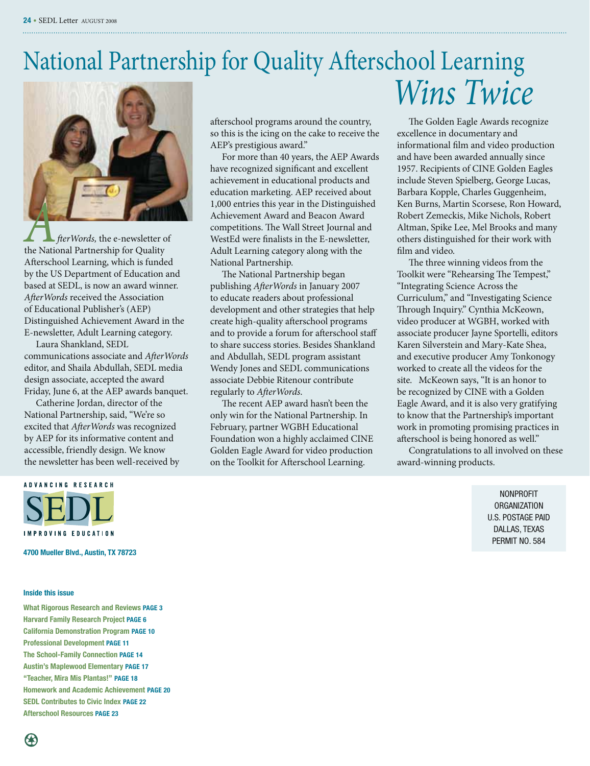# National Partnership for Quality Afterschool Learning *Wins Twice*

*AfterWords,* the e-newsletter of the National Partnership for Quality Afterschool Learning, which is funded by the US Department of Education and based at SEDL, is now an award winner. *AfterWords* received the Association of Educational Publisher's (AEP) Distinguished Achievement Award in the E-newsletter, Adult Learning category.

Laura Shankland, SEDL communications associate and *AfterWords* editor, and Shaila Abdullah, SEDL media design associate, accepted the award Friday, June 6, at the AEP awards banquet.

Catherine Jordan, director of the National Partnership, said, "We're so excited that *AfterWords* was recognized by AEP for its informative content and accessible, friendly design. We know the newsletter has been well-received by afterschool programs around the country, so this is the icing on the cake to receive the AEP's prestigious award."

For more than 40 years, the AEP Awards have recognized significant and excellent achievement in educational products and education marketing. AEP received about 1,000 entries this year in the Distinguished Achievement Award and Beacon Award competitions. The Wall Street Journal and WestEd were finalists in the E-newsletter, Adult Learning category along with the National Partnership.

The National Partnership began publishing *AfterWords* in January 2007 to educate readers about professional development and other strategies that help create high-quality afterschool programs and to provide a forum for afterschool staff to share success stories. Besides Shankland and Abdullah, SEDL program assistant Wendy Jones and SEDL communications associate Debbie Ritenour contribute regularly to *AfterWords*.

The recent AEP award hasn't been the only win for the National Partnership. In February, partner WGBH Educational Foundation won a highly acclaimed CINE Golden Eagle Award for video production on the Toolkit for Afterschool Learning.

The Golden Eagle Awards recognize excellence in documentary and informational film and video production and have been awarded annually since 1957. Recipients of CINE Golden Eagles include Steven Spielberg, George Lucas, Barbara Kopple, Charles Guggenheim, Ken Burns, Martin Scorsese, Ron Howard, Robert Zemeckis, Mike Nichols, Robert Altman, Spike Lee, Mel Brooks and many others distinguished for their work with film and video.

The three winning videos from the Toolkit were "Rehearsing The Tempest," "Integrating Science Across the Curriculum," and "Investigating Science Through Inquiry." Cynthia McKeown, video producer at WGBH, worked with associate producer Jayne Sportelli, editors Karen Silverstein and Mary-Kate Shea, and executive producer Amy Tonkonogy worked to create all the videos for the site. McKeown says, "It is an honor to be recognized by CINE with a Golden Eagle Award, and it is also very gratifying to know that the Partnership's important work in promoting promising practices in afterschool is being honored as well."

Congratulations to all involved on these award-winning products.

ADVANCING RESEARCH
SEDL
IMPROVING EDUCATION

4700 Mueller Blvd., Austin, TX 78723

NONPROFIT ORGANIZATION
U.S. POSTAGE PAID
DALLAS, TEXAS
PERMIT NO. 584

**Inside this issue**

- What Rigorous Research and Reviews **PAGE 3**
- Harvard Family Research Project **PAGE 6**
- California Demonstration Program **PAGE 10**
- Professional Development **PAGE 11**
- The School-Family Connection **PAGE 14**
- Austin's Maplewood Elementary **PAGE 17**
- "Teacher, Mira Mis Plantas!" **PAGE 18**
- Homework and Academic Achievement **PAGE 20**
- SEDL Contributes to Civic Index **PAGE 22**
- Afterschool Resources **PAGE 23**